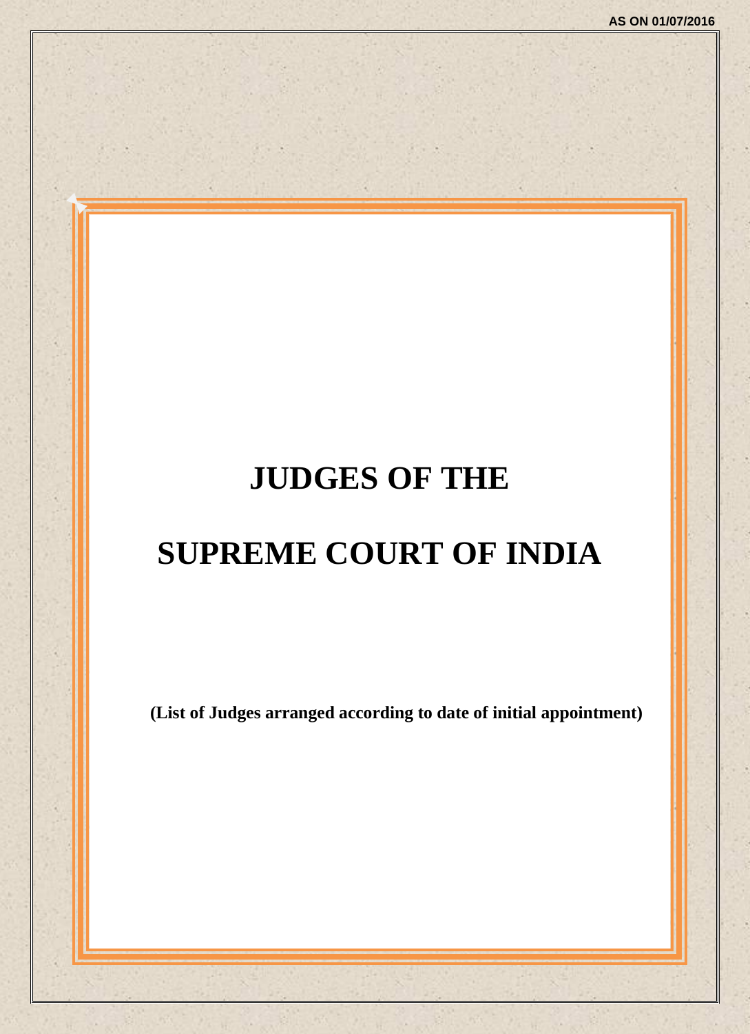AS ON 01/07/2016

# JUDGES OF THE

# SUPREME COURT OF INDIA

**(List of Judges arranged according to date of initial appointment)**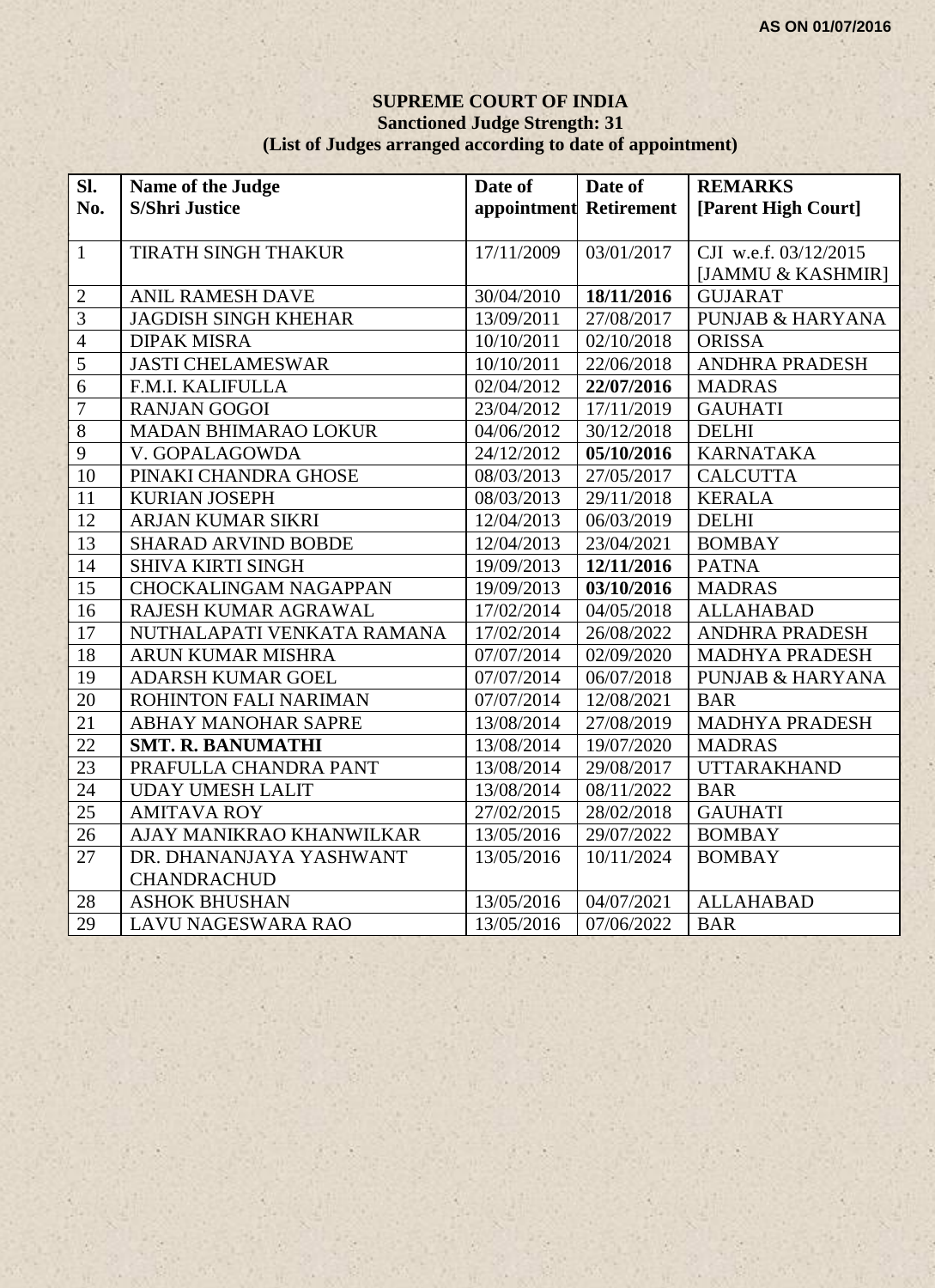AS ON 01/07/2016

# SUPREME COURT OF INDIA

**Sanctioned Judge Strength: 31**

**(List of Judges arranged according to date of appointment)**

| Sl. No. | Name of the Judge S/Shri Justice | Date of appointment | Date of Retirement | REMARKS [Parent High Court] |
|---|---|---|---|---|
| 1 | TIRATH SINGH THAKUR | 17/11/2009 | 03/01/2017 | CJI w.e.f. 03/12/2015 [JAMMU & KASHMIR] |
| 2 | ANIL RAMESH DAVE | 30/04/2010 | **18/11/2016** | GUJARAT |
| 3 | JAGDISH SINGH KHEHAR | 13/09/2011 | 27/08/2017 | PUNJAB & HARYANA |
| 4 | DIPAK MISRA | 10/10/2011 | 02/10/2018 | ORISSA |
| 5 | JASTI CHELAMESWAR | 10/10/2011 | 22/06/2018 | ANDHRA PRADESH |
| 6 | F.M.I. KALIFULLA | 02/04/2012 | **22/07/2016** | MADRAS |
| 7 | RANJAN GOGOI | 23/04/2012 | 17/11/2019 | GAUHATI |
| 8 | MADAN BHIMARAO LOKUR | 04/06/2012 | 30/12/2018 | DELHI |
| 9 | V. GOPALAGOWDA | 24/12/2012 | **05/10/2016** | KARNATAKA |
| 10 | PINAKI CHANDRA GHOSE | 08/03/2013 | 27/05/2017 | CALCUTTA |
| 11 | KURIAN JOSEPH | 08/03/2013 | 29/11/2018 | KERALA |
| 12 | ARJAN KUMAR SIKRI | 12/04/2013 | 06/03/2019 | DELHI |
| 13 | SHARAD ARVIND BOBDE | 12/04/2013 | 23/04/2021 | BOMBAY |
| 14 | SHIVA KIRTI SINGH | 19/09/2013 | **12/11/2016** | PATNA |
| 15 | CHOCKALINGAM NAGAPPAN | 19/09/2013 | **03/10/2016** | MADRAS |
| 16 | RAJESH KUMAR AGRAWAL | 17/02/2014 | 04/05/2018 | ALLAHABAD |
| 17 | NUTHALAPATI VENKATA RAMANA | 17/02/2014 | 26/08/2022 | ANDHRA PRADESH |
| 18 | ARUN KUMAR MISHRA | 07/07/2014 | 02/09/2020 | MADHYA PRADESH |
| 19 | ADARSH KUMAR GOEL | 07/07/2014 | 06/07/2018 | PUNJAB & HARYANA |
| 20 | ROHINTON FALI NARIMAN | 07/07/2014 | 12/08/2021 | BAR |
| 21 | ABHAY MANOHAR SAPRE | 13/08/2014 | 27/08/2019 | MADHYA PRADESH |
| 22 | **SMT. R. BANUMATHI** | 13/08/2014 | 19/07/2020 | MADRAS |
| 23 | PRAFULLA CHANDRA PANT | 13/08/2014 | 29/08/2017 | UTTARAKHAND |
| 24 | UDAY UMESH LALIT | 13/08/2014 | 08/11/2022 | BAR |
| 25 | AMITAVA ROY | 27/02/2015 | 28/02/2018 | GAUHATI |
| 26 | AJAY MANIKRAO KHANWILKAR | 13/05/2016 | 29/07/2022 | BOMBAY |
| 27 | DR. DHANANJAYA YASHWANT CHANDRACHUD | 13/05/2016 | 10/11/2024 | BOMBAY |
| 28 | ASHOK BHUSHAN | 13/05/2016 | 04/07/2021 | ALLAHABAD |
| 29 | LAVU NAGESWARA RAO | 13/05/2016 | 07/06/2022 | BAR |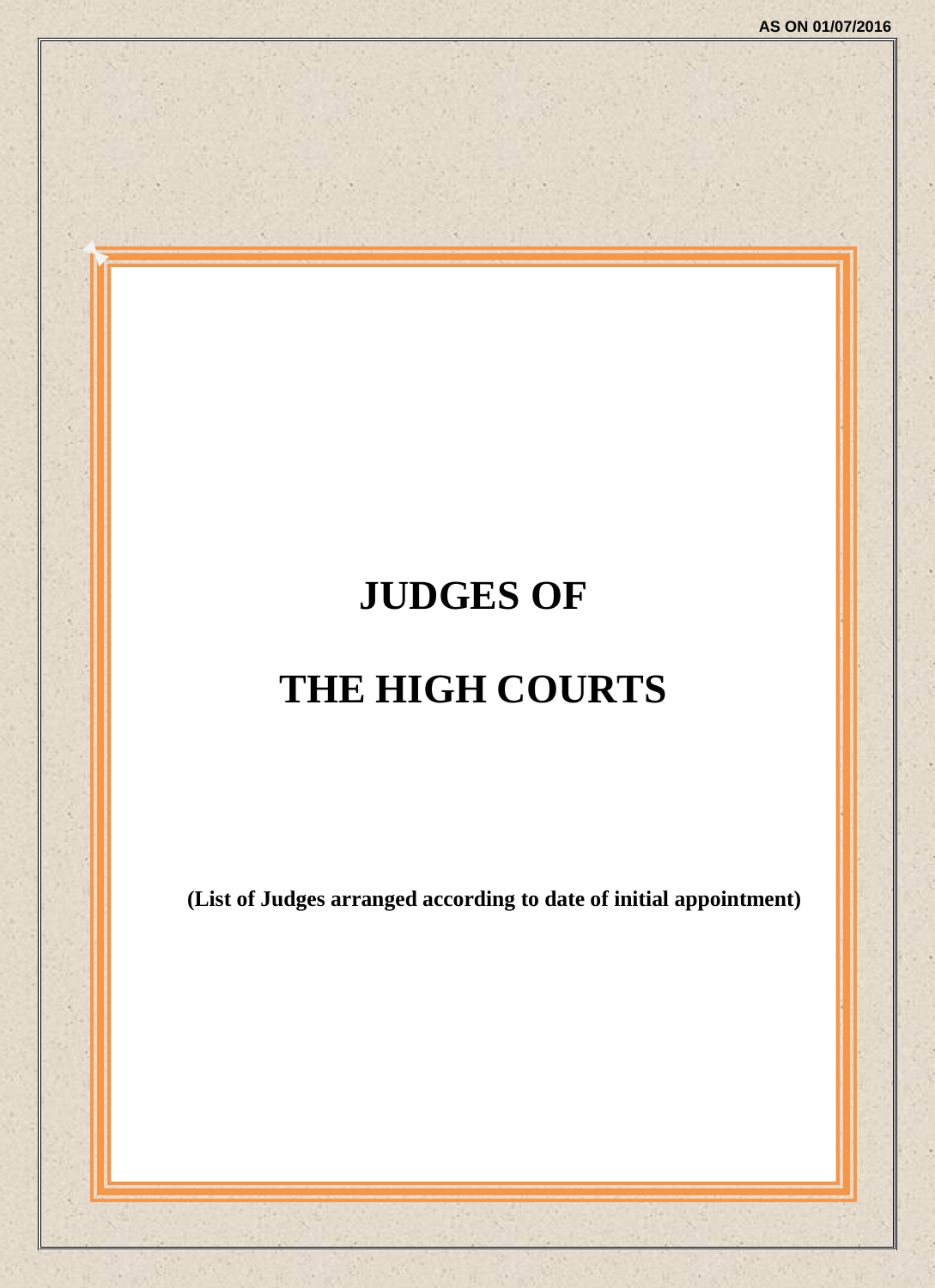AS ON 01/07/2016

# JUDGES OF

# THE HIGH COURTS

**(List of Judges arranged according to date of initial appointment)**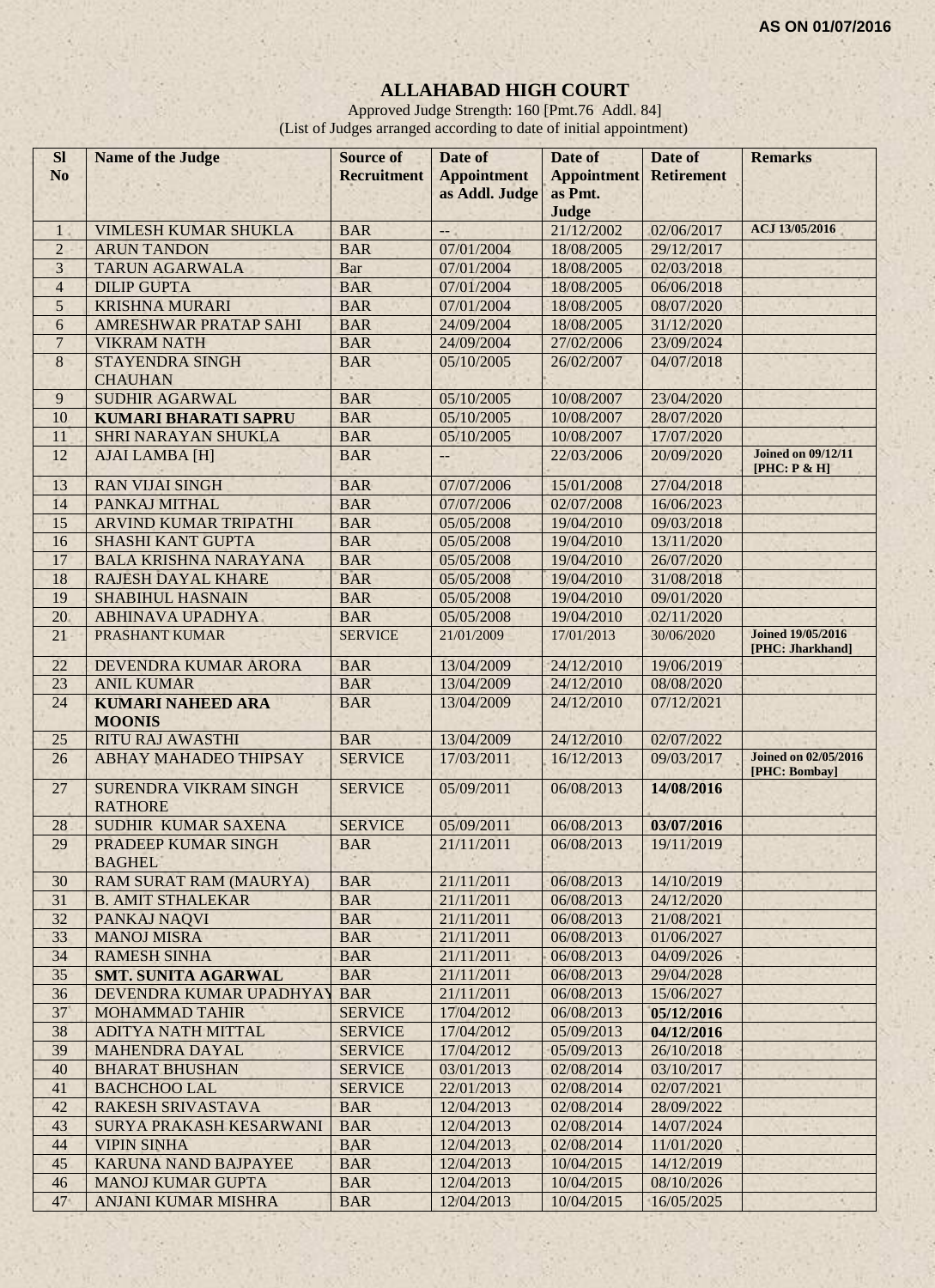AS ON 01/07/2016

# ALLAHABAD HIGH COURT

Approved Judge Strength: 160 [Pmt.76 Addl. 84]
(List of Judges arranged according to date of initial appointment)

| Sl No | Name of the Judge | Source of Recruitment | Date of Appointment as Addl. Judge | Date of Appointment as Pmt. Judge | Date of Retirement | Remarks |
|---|---|---|---|---|---|---|
| 1 | VIMLESH KUMAR SHUKLA | BAR | -- | 21/12/2002 | 02/06/2017 | ACJ 13/05/2016 |
| 2 | ARUN TANDON | BAR | 07/01/2004 | 18/08/2005 | 29/12/2017 | |
| 3 | TARUN AGARWALA | Bar | 07/01/2004 | 18/08/2005 | 02/03/2018 | |
| 4 | DILIP GUPTA | BAR | 07/01/2004 | 18/08/2005 | 06/06/2018 | |
| 5 | KRISHNA MURARI | BAR | 07/01/2004 | 18/08/2005 | 08/07/2020 | |
| 6 | AMRESHWAR PRATAP SAHI | BAR | 24/09/2004 | 18/08/2005 | 31/12/2020 | |
| 7 | VIKRAM NATH | BAR | 24/09/2004 | 27/02/2006 | 23/09/2024 | |
| 8 | STAYENDRA SINGH CHAUHAN | BAR | 05/10/2005 | 26/02/2007 | 04/07/2018 | |
| 9 | SUDHIR AGARWAL | BAR | 05/10/2005 | 10/08/2007 | 23/04/2020 | |
| 10 | **KUMARI BHARATI SAPRU** | BAR | 05/10/2005 | 10/08/2007 | 28/07/2020 | |
| 11 | SHRI NARAYAN SHUKLA | BAR | 05/10/2005 | 10/08/2007 | 17/07/2020 | |
| 12 | AJAI LAMBA [H] | BAR | -- | 22/03/2006 | 20/09/2020 | Joined on 09/12/11 [PHC: P & H] |
| 13 | RAN VIJAI SINGH | BAR | 07/07/2006 | 15/01/2008 | 27/04/2018 | |
| 14 | PANKAJ MITHAL | BAR | 07/07/2006 | 02/07/2008 | 16/06/2023 | |
| 15 | ARVIND KUMAR TRIPATHI | BAR | 05/05/2008 | 19/04/2010 | 09/03/2018 | |
| 16 | SHASHI KANT GUPTA | BAR | 05/05/2008 | 19/04/2010 | 13/11/2020 | |
| 17 | BALA KRISHNA NARAYANA | BAR | 05/05/2008 | 19/04/2010 | 26/07/2020 | |
| 18 | RAJESH DAYAL KHARE | BAR | 05/05/2008 | 19/04/2010 | 31/08/2018 | |
| 19 | SHABIHUL HASNAIN | BAR | 05/05/2008 | 19/04/2010 | 09/01/2020 | |
| 20 | ABHINAVA UPADHYA | BAR | 05/05/2008 | 19/04/2010 | 02/11/2020 | |
| 21 | PRASHANT KUMAR | SERVICE | 21/01/2009 | 17/01/2013 | 30/06/2020 | Joined 19/05/2016 [PHC: Jharkhand] |
| 22 | DEVENDRA KUMAR ARORA | BAR | 13/04/2009 | 24/12/2010 | 19/06/2019 | |
| 23 | ANIL KUMAR | BAR | 13/04/2009 | 24/12/2010 | 08/08/2020 | |
| 24 | **KUMARI NAHEED ARA MOONIS** | BAR | 13/04/2009 | 24/12/2010 | 07/12/2021 | |
| 25 | RITU RAJ AWASTHI | BAR | 13/04/2009 | 24/12/2010 | 02/07/2022 | |
| 26 | ABHAY MAHADEO THIPSAY | SERVICE | 17/03/2011 | 16/12/2013 | 09/03/2017 | Joined on 02/05/2016 [PHC: Bombay] |
| 27 | SURENDRA VIKRAM SINGH RATHORE | SERVICE | 05/09/2011 | 06/08/2013 | **14/08/2016** | |
| 28 | SUDHIR KUMAR SAXENA | SERVICE | 05/09/2011 | 06/08/2013 | **03/07/2016** | |
| 29 | PRADEEP KUMAR SINGH BAGHEL | BAR | 21/11/2011 | 06/08/2013 | 19/11/2019 | |
| 30 | RAM SURAT RAM (MAURYA) | BAR | 21/11/2011 | 06/08/2013 | 14/10/2019 | |
| 31 | B. AMIT STHALEKAR | BAR | 21/11/2011 | 06/08/2013 | 24/12/2020 | |
| 32 | PANKAJ NAQVI | BAR | 21/11/2011 | 06/08/2013 | 21/08/2021 | |
| 33 | MANOJ MISRA | BAR | 21/11/2011 | 06/08/2013 | 01/06/2027 | |
| 34 | RAMESH SINHA | BAR | 21/11/2011 | 06/08/2013 | 04/09/2026 | |
| 35 | **SMT. SUNITA AGARWAL** | BAR | 21/11/2011 | 06/08/2013 | 29/04/2028 | |
| 36 | DEVENDRA KUMAR UPADHYAY | BAR | 21/11/2011 | 06/08/2013 | 15/06/2027 | |
| 37 | MOHAMMAD TAHIR | SERVICE | 17/04/2012 | 06/08/2013 | **05/12/2016** | |
| 38 | ADITYA NATH MITTAL | SERVICE | 17/04/2012 | 05/09/2013 | **04/12/2016** | |
| 39 | MAHENDRA DAYAL | SERVICE | 17/04/2012 | 05/09/2013 | 26/10/2018 | |
| 40 | BHARAT BHUSHAN | SERVICE | 03/01/2013 | 02/08/2014 | 03/10/2017 | |
| 41 | BACHCHOO LAL | SERVICE | 22/01/2013 | 02/08/2014 | 02/07/2021 | |
| 42 | RAKESH SRIVASTAVA | BAR | 12/04/2013 | 02/08/2014 | 28/09/2022 | |
| 43 | SURYA PRAKASH KESARWANI | BAR | 12/04/2013 | 02/08/2014 | 14/07/2024 | |
| 44 | VIPIN SINHA | BAR | 12/04/2013 | 02/08/2014 | 11/01/2020 | |
| 45 | KARUNA NAND BAJPAYEE | BAR | 12/04/2013 | 10/04/2015 | 14/12/2019 | |
| 46 | MANOJ KUMAR GUPTA | BAR | 12/04/2013 | 10/04/2015 | 08/10/2026 | |
| 47 | ANJANI KUMAR MISHRA | BAR | 12/04/2013 | 10/04/2015 | 16/05/2025 | |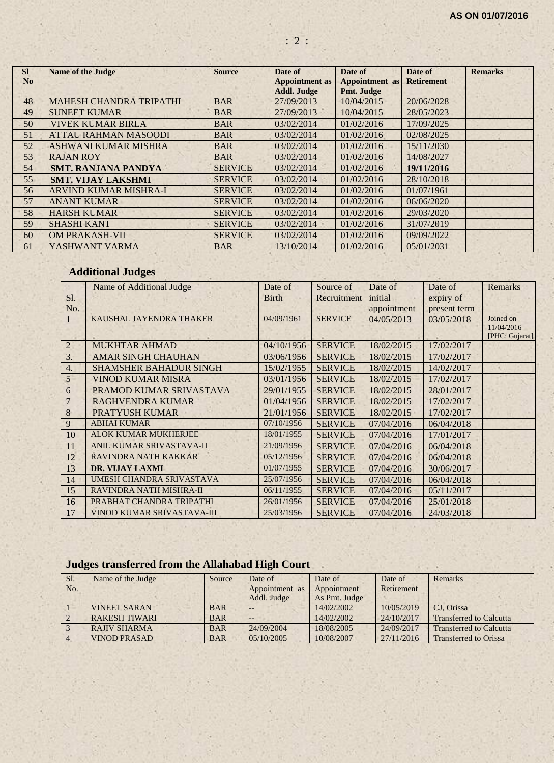AS ON 01/07/2016

| Sl No | Name of the Judge | Source | Date of Appointment as Addl. Judge | Date of Appointment as Pmt. Judge | Date of Retirement | Remarks |
|---|---|---|---|---|---|---|
| 48 | MAHESH CHANDRA TRIPATHI | BAR | 27/09/2013 | 10/04/2015 | 20/06/2028 | |
| 49 | SUNEET KUMAR | BAR | 27/09/2013 | 10/04/2015 | 28/05/2023 | |
| 50 | VIVEK KUMAR BIRLA | BAR | 03/02/2014 | 01/02/2016 | 17/09/2025 | |
| 51 | ATTAU RAHMAN MASOODI | BAR | 03/02/2014 | 01/02/2016 | 02/08/2025 | |
| 52 | ASHWANI KUMAR MISHRA | BAR | 03/02/2014 | 01/02/2016 | 15/11/2030 | |
| 53 | RAJAN ROY | BAR | 03/02/2014 | 01/02/2016 | 14/08/2027 | |
| 54 | **SMT. RANJANA PANDYA** | SERVICE | 03/02/2014 | 01/02/2016 | **19/11/2016** | |
| 55 | **SMT. VIJAY LAKSHMI** | SERVICE | 03/02/2014 | 01/02/2016 | 28/10/2018 | |
| 56 | ARVIND KUMAR MISHRA-I | SERVICE | 03/02/2014 | 01/02/2016 | 01/07/1961 | |
| 57 | ANANT KUMAR | SERVICE | 03/02/2014 | 01/02/2016 | 06/06/2020 | |
| 58 | HARSH KUMAR | SERVICE | 03/02/2014 | 01/02/2016 | 29/03/2020 | |
| 59 | SHASHI KANT | SERVICE | 03/02/2014 | 01/02/2016 | 31/07/2019 | |
| 60 | OM PRAKASH-VII | SERVICE | 03/02/2014 | 01/02/2016 | 09/09/2022 | |
| 61 | YASHWANT VARMA | BAR | 13/10/2014 | 01/02/2016 | 05/01/2031 | |

## Additional Judges

| Sl. No. | Name of Additional Judge | Date of Birth | Source of Recruitment | Date of initial appointment | Date of expiry of present term | Remarks |
|---|---|---|---|---|---|---|
| 1 | KAUSHAL JAYENDRA THAKER | 04/09/1961 | SERVICE | 04/05/2013 | 03/05/2018 | Joined on 11/04/2016 [PHC: Gujarat] |
| 2 | MUKHTAR AHMAD | 04/10/1956 | SERVICE | 18/02/2015 | 17/02/2017 | |
| 3. | AMAR SINGH CHAUHAN | 03/06/1956 | SERVICE | 18/02/2015 | 17/02/2017 | |
| 4. | SHAMSHER BAHADUR SINGH | 15/02/1955 | SERVICE | 18/02/2015 | 14/02/2017 | |
| 5 | VINOD KUMAR MISRA | 03/01/1956 | SERVICE | 18/02/2015 | 17/02/2017 | |
| 6 | PRAMOD KUMAR SRIVASTAVA | 29/01/1955 | SERVICE | 18/02/2015 | 28/01/2017 | |
| 7 | RAGHVENDRA KUMAR | 01/04/1956 | SERVICE | 18/02/2015 | 17/02/2017 | |
| 8 | PRATYUSH KUMAR | 21/01/1956 | SERVICE | 18/02/2015 | 17/02/2017 | |
| 9 | ABHAI KUMAR | 07/10/1956 | SERVICE | 07/04/2016 | 06/04/2018 | |
| 10 | ALOK KUMAR MUKHERJEE | 18/01/1955 | SERVICE | 07/04/2016 | 17/01/2017 | |
| 11 | ANIL KUMAR SRIVASTAVA-II | 21/09/1956 | SERVICE | 07/04/2016 | 06/04/2018 | |
| 12 | RAVINDRA NATH KAKKAR | 05/12/1956 | SERVICE | 07/04/2016 | 06/04/2018 | |
| 13 | **DR. VIJAY LAXMI** | 01/07/1955 | SERVICE | 07/04/2016 | 30/06/2017 | |
| 14 | UMESH CHANDRA SRIVASTAVA | 25/07/1956 | SERVICE | 07/04/2016 | 06/04/2018 | |
| 15 | RAVINDRA NATH MISHRA-II | 06/11/1955 | SERVICE | 07/04/2016 | 05/11/2017 | |
| 16 | PRABHAT CHANDRA TRIPATHI | 26/01/1956 | SERVICE | 07/04/2016 | 25/01/2018 | |
| 17 | VINOD KUMAR SRIVASTAVA-III | 25/03/1956 | SERVICE | 07/04/2016 | 24/03/2018 | |

## Judges transferred from the Allahabad High Court

| Sl. No. | Name of the Judge | Source | Date of Appointment as Addl. Judge | Date of Appointment As Pmt. Judge | Date of Retirement | Remarks |
|---|---|---|---|---|---|---|
| 1 | VINEET SARAN | BAR | -- | 14/02/2002 | 10/05/2019 | CJ, Orissa |
| 2 | RAKESH TIWARI | BAR | -- | 14/02/2002 | 24/10/2017 | Transferred to Calcutta |
| 3 | RAJIV SHARMA | BAR | 24/09/2004 | 18/08/2005 | 24/09/2017 | Transferred to Calcutta |
| 4 | VINOD PRASAD | BAR | 05/10/2005 | 10/08/2007 | 27/11/2016 | Transferred to Orissa |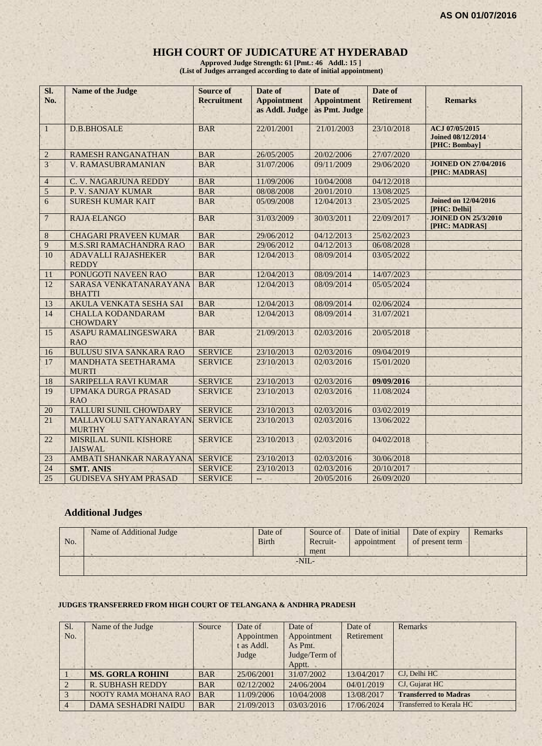AS ON 01/07/2016

# HIGH COURT OF JUDICATURE AT HYDERABAD

**Approved Judge Strength: 61 [Pmt.: 46 Addl.: 15 ]**
**(List of Judges arranged according to date of initial appointment)**

| Sl. No. | Name of the Judge | Source of Recruitment | Date of Appointment as Addl. Judge | Date of Appointment as Pmt. Judge | Date of Retirement | Remarks |
|---|---|---|---|---|---|---|
| 1 | D.B.BHOSALE | BAR | 22/01/2001 | 21/01/2003 | 23/10/2018 | **ACJ 07/05/2015 Joined 08/12/2014 [PHC: Bombay]** |
| 2 | RAMESH RANGANATHAN | BAR | 26/05/2005 | 20/02/2006 | 27/07/2020 | |
| 3 | V. RAMASUBRAMANIAN | BAR | 31/07/2006 | 09/11/2009 | 29/06/2020 | **JOINED ON 27/04/2016 [PHC: MADRAS]** |
| 4 | C. V. NAGARJUNA REDDY | BAR | 11/09/2006 | 10/04/2008 | 04/12/2018 | |
| 5 | P. V. SANJAY KUMAR | BAR | 08/08/2008 | 20/01/2010 | 13/08/2025 | |
| 6 | SURESH KUMAR KAIT | BAR | 05/09/2008 | 12/04/2013 | 23/05/2025 | **Joined on 12/04/2016 [PHC: Delhi]** |
| 7 | RAJA ELANGO | BAR | 31/03/2009 | 30/03/2011 | 22/09/2017 | **JOINED ON 25/3/2010 [PHC: MADRAS]** |
| 8 | CHAGARI PRAVEEN KUMAR | BAR | 29/06/2012 | 04/12/2013 | 25/02/2023 | |
| 9 | M.S.SRI RAMACHANDRA RAO | BAR | 29/06/2012 | 04/12/2013 | 06/08/2028 | |
| 10 | ADAVALLI RAJASHEKER REDDY | BAR | 12/04/2013 | 08/09/2014 | 03/05/2022 | |
| 11 | PONUGOTI NAVEEN RAO | BAR | 12/04/2013 | 08/09/2014 | 14/07/2023 | |
| 12 | SARASA VENKATANARAYANA BHATTI | BAR | 12/04/2013 | 08/09/2014 | 05/05/2024 | |
| 13 | AKULA VENKATA SESHA SAI | BAR | 12/04/2013 | 08/09/2014 | 02/06/2024 | |
| 14 | CHALLA KODANDARAM CHOWDARY | BAR | 12/04/2013 | 08/09/2014 | 31/07/2021 | |
| 15 | ASAPU RAMALINGESWARA RAO | BAR | 21/09/2013 | 02/03/2016 | 20/05/2018 | |
| 16 | BULUSU SIVA SANKARA RAO | SERVICE | 23/10/2013 | 02/03/2016 | 09/04/2019 | |
| 17 | MANDHATA SEETHARAMA MURTI | SERVICE | 23/10/2013 | 02/03/2016 | 15/01/2020 | |
| 18 | SARIPELLA RAVI KUMAR | SERVICE | 23/10/2013 | 02/03/2016 | **09/09/2016** | |
| 19 | UPMAKA DURGA PRASAD RAO | SERVICE | 23/10/2013 | 02/03/2016 | 11/08/2024 | |
| 20 | TALLURI SUNIL CHOWDARY | SERVICE | 23/10/2013 | 02/03/2016 | 03/02/2019 | |
| 21 | MALLAVOLU SATYANARAYAN. MURTHY | SERVICE | 23/10/2013 | 02/03/2016 | 13/06/2022 | |
| 22 | MISRILAL SUNIL KISHORE JAISWAL | SERVICE | 23/10/2013 | 02/03/2016 | 04/02/2018 | |
| 23 | AMBATI SHANKAR NARAYANA | SERVICE | 23/10/2013 | 02/03/2016 | 30/06/2018 | |
| 24 | **SMT. ANIS** | SERVICE | 23/10/2013 | 02/03/2016 | 20/10/2017 | |
| 25 | GUDISEVA SHYAM PRASAD | SERVICE | -- | 20/05/2016 | 26/09/2020 | |

## Additional Judges

| No. | Name of Additional Judge | Date of Birth | Source of Recruit-ment | Date of initial appointment | Date of expiry of present term | Remarks |
|---|---|---|---|---|---|---|
| | -NIL- | | | | | |

**JUDGES TRANSFERRED FROM HIGH COURT OF TELANGANA & ANDHRA PRADESH**

| Sl. No. | Name of the Judge | Source | Date of Appointment as Addl. Judge | Date of Appointment As Pmt. Judge/Term of Apptt. | Date of Retirement | Remarks |
|---|---|---|---|---|---|---|
| 1 | **MS. GORLA ROHINI** | BAR | 25/06/2001 | 31/07/2002 | 13/04/2017 | CJ, Delhi HC |
| 2 | R. SUBHASH REDDY | BAR | 02/12/2002 | 24/06/2004 | 04/01/2019 | CJ, Gujarat HC |
| 3 | NOOTY RAMA MOHANA RAO | BAR | 11/09/2006 | 10/04/2008 | 13/08/2017 | **Transferred to Madras** |
| 4 | DAMA SESHADRI NAIDU | BAR | 21/09/2013 | 03/03/2016 | 17/06/2024 | Transferred to Kerala HC |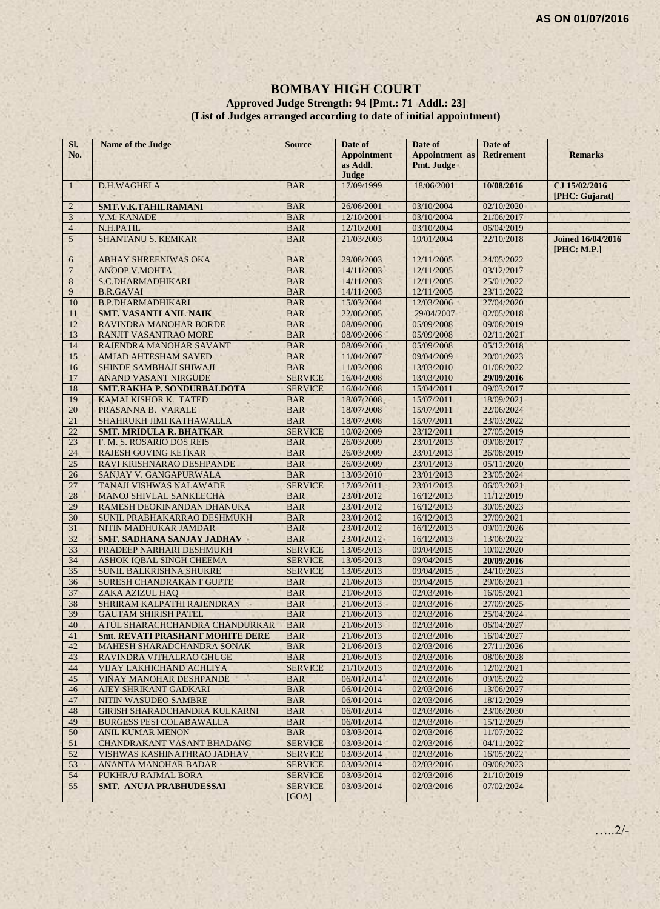AS ON 01/07/2016

# BOMBAY HIGH COURT

**Approved Judge Strength: 94 [Pmt.: 71 Addl.: 23]**
**(List of Judges arranged according to date of initial appointment)**

| Sl. No. | Name of the Judge | Source | Date of Appointment as Addl. Judge | Date of Appointment as Pmt. Judge | Date of Retirement | Remarks |
|---|---|---|---|---|---|---|
| 1 | D.H.WAGHELA | BAR | 17/09/1999 | 18/06/2001 | **10/08/2016** | **CJ 15/02/2016 [PHC: Gujarat]** |
| 2 | **SMT.V.K.TAHILRAMANI** | BAR | 26/06/2001 | 03/10/2004 | 02/10/2020 | |
| 3 | V.M. KANADE | BAR | 12/10/2001 | 03/10/2004 | 21/06/2017 | |
| 4 | N.H.PATIL | BAR | 12/10/2001 | 03/10/2004 | 06/04/2019 | |
| 5 | SHANTANU S. KEMKAR | BAR | 21/03/2003 | 19/01/2004 | 22/10/2018 | **Joined 16/04/2016 [PHC: M.P.]** |
| 6 | ABHAY SHREENIWAS OKA | BAR | 29/08/2003 | 12/11/2005 | 24/05/2022 | |
| 7 | ANOOP V.MOHTA | BAR | 14/11/2003 | 12/11/2005 | 03/12/2017 | |
| 8 | S.C.DHARMADHIKARI | BAR | 14/11/2003 | 12/11/2005 | 25/01/2022 | |
| 9 | B.R.GAVAI | BAR | 14/11/2003 | 12/11/2005 | 23/11/2022 | |
| 10 | B.P.DHARMADHIKARI | BAR | 15/03/2004 | 12/03/2006 | 27/04/2020 | |
| 11 | **SMT. VASANTI ANIL NAIK** | BAR | 22/06/2005 | 29/04/2007 | 02/05/2018 | |
| 12 | RAVINDRA MANOHAR BORDE | BAR | 08/09/2006 | 05/09/2008 | 09/08/2019 | |
| 13 | RANJIT VASANTRAO MORE | BAR | 08/09/2006 | 05/09/2008 | 02/11/2021 | |
| 14 | RAJENDRA MANOHAR SAVANT | BAR | 08/09/2006 | 05/09/2008 | 05/12/2018 | |
| 15 | AMJAD AHTESHAM SAYED | BAR | 11/04/2007 | 09/04/2009 | 20/01/2023 | |
| 16 | SHINDE SAMBHAJI SHIWAJI | BAR | 11/03/2008 | 13/03/2010 | 01/08/2022 | |
| 17 | ANAND VASANT NIRGUDE | SERVICE | 16/04/2008 | 13/03/2010 | **29/09/2016** | |
| 18 | **SMT.RAKHA P. SONDURBALDOTA** | SERVICE | 16/04/2008 | 15/04/2011 | 09/03/2017 | |
| 19 | KAMALKISHOR K. TATED | BAR | 18/07/2008 | 15/07/2011 | 18/09/2021 | |
| 20 | PRASANNA B. VARALE | BAR | 18/07/2008 | 15/07/2011 | 22/06/2024 | |
| 21 | SHAHRUKH JIMI KATHAWALLA | BAR | 18/07/2008 | 15/07/2011 | 23/03/2022 | |
| 22 | **SMT. MRIDULA R. BHATKAR** | SERVICE | 10/02/2009 | 23/12/2011 | 27/05/2019 | |
| 23 | F. M. S. ROSARIO DOS REIS | BAR | 26/03/2009 | 23/01/2013 | 09/08/2017 | |
| 24 | RAJESH GOVING KETKAR | BAR | 26/03/2009 | 23/01/2013 | 26/08/2019 | |
| 25 | RAVI KRISHNARAO DESHPANDE | BAR | 26/03/2009 | 23/01/2013 | 05/11/2020 | |
| 26 | SANJAY V. GANGAPURWALA | BAR | 13/03/2010 | 23/01/2013 | 23/05/2024 | |
| 27 | TANAJI VISHWAS NALAWADE | SERVICE | 17/03/2011 | 23/01/2013 | 06/03/2021 | |
| 28 | MANOJ SHIVLAL SANKLECHA | BAR | 23/01/2012 | 16/12/2013 | 11/12/2019 | |
| 29 | RAMESH DEOKINANDAN DHANUKA | BAR | 23/01/2012 | 16/12/2013 | 30/05/2023 | |
| 30 | SUNIL PRABHAKARRAO DESHMUKH | BAR | 23/01/2012 | 16/12/2013 | 27/09/2021 | |
| 31 | NITIN MADHUKAR JAMDAR | BAR | 23/01/2012 | 16/12/2013 | 09/01/2026 | |
| 32 | **SMT. SADHANA SANJAY JADHAV** | BAR | 23/01/2012 | 16/12/2013 | 13/06/2022 | |
| 33 | PRADEEP NARHARI DESHMUKH | SERVICE | 13/05/2013 | 09/04/2015 | 10/02/2020 | |
| 34 | ASHOK IQBAL SINGH CHEEMA | SERVICE | 13/05/2013 | 09/04/2015 | **20/09/2016** | |
| 35 | SUNIL BALKRISHNA SHUKRE | SERVICE | 13/05/2013 | 09/04/2015 | 24/10/2023 | |
| 36 | SURESH CHANDRAKANT GUPTE | BAR | 21/06/2013 | 09/04/2015 | 29/06/2021 | |
| 37 | ZAKA AZIZUL HAQ | BAR | 21/06/2013 | 02/03/2016 | 16/05/2021 | |
| 38 | SHRIRAM KALPATHI RAJENDRAN | BAR | 21/06/2013 | 02/03/2016 | 27/09/2025 | |
| 39 | GAUTAM SHIRISH PATEL | BAR | 21/06/2013 | 02/03/2016 | 25/04/2024 | |
| 40 | ATUL SHARACHCHANDRA CHANDURKAR | BAR | 21/06/2013 | 02/03/2016 | 06/04/2027 | |
| 41 | **Smt. REVATI PRASHANT MOHITE DERE** | BAR | 21/06/2013 | 02/03/2016 | 16/04/2027 | |
| 42 | MAHESH SHARADCHANDRA SONAK | BAR | 21/06/2013 | 02/03/2016 | 27/11/2026 | |
| 43 | RAVINDRA VITHALRAO GHUGE | BAR | 21/06/2013 | 02/03/2016 | 08/06/2028 | |
| 44 | VIJAY LAKHICHAND ACHLIYA | SERVICE | 21/10/2013 | 02/03/2016 | 12/02/2021 | |
| 45 | VINAY MANOHAR DESHPANDE | BAR | 06/01/2014 | 02/03/2016 | 09/05/2022 | |
| 46 | AJEY SHRIKANT GADKARI | BAR | 06/01/2014 | 02/03/2016 | 13/06/2027 | |
| 47 | NITIN WASUDEO SAMBRE | BAR | 06/01/2014 | 02/03/2016 | 18/12/2029 | |
| 48 | GIRISH SHARADCHANDRA KULKARNI | BAR | 06/01/2014 | 02/03/2016 | 23/06/2030 | |
| 49 | BURGESS PESI COLABAWALLA | BAR | 06/01/2014 | 02/03/2016 | 15/12/2029 | |
| 50 | ANIL KUMAR MENON | BAR | 03/03/2014 | 02/03/2016 | 11/07/2022 | |
| 51 | CHANDRAKANT VASANT BHADANG | SERVICE | 03/03/2014 | 02/03/2016 | 04/11/2022 | |
| 52 | VISHWAS KASHINATHRAO JADHAV | SERVICE | 03/03/2014 | 02/03/2016 | 16/05/2022 | |
| 53 | ANANTA MANOHAR BADAR | SERVICE | 03/03/2014 | 02/03/2016 | 09/08/2023 | |
| 54 | PUKHRAJ RAJMAL BORA | SERVICE | 03/03/2014 | 02/03/2016 | 21/10/2019 | |
| 55 | **SMT. ANUJA PRABHUDESSAI** | SERVICE [GOA] | 03/03/2014 | 02/03/2016 | 07/02/2024 | |

…..2/-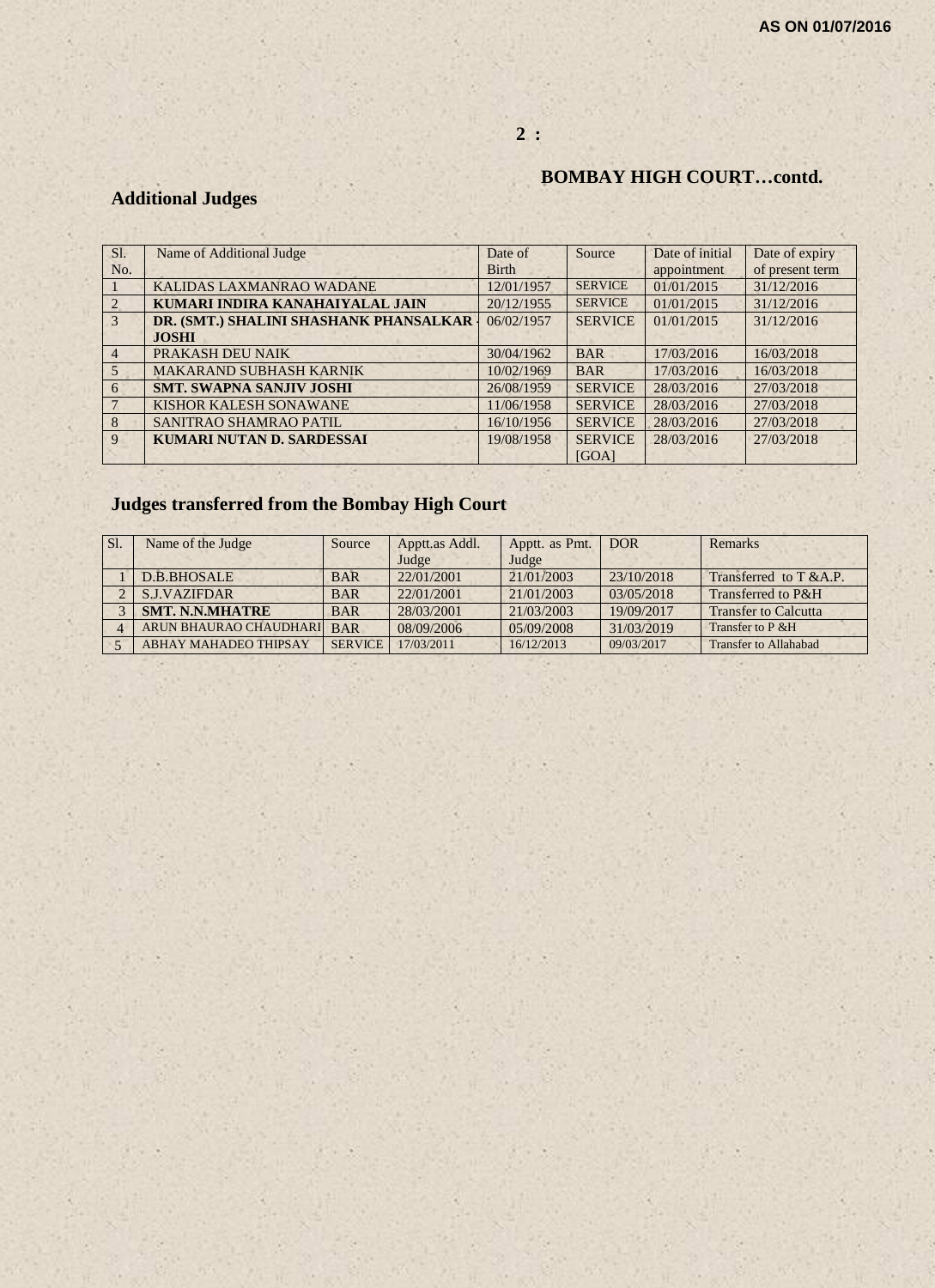**AS ON 01/07/2016**

## BOMBAY HIGH COURT…contd.

### Additional Judges

| Sl. No. | Name of Additional Judge | Date of Birth | Source | Date of initial appointment | Date of expiry of present term |
|---|---|---|---|---|---|
| 1 | KALIDAS LAXMANRAO WADANE | 12/01/1957 | SERVICE | 01/01/2015 | 31/12/2016 |
| 2 | **KUMARI INDIRA KANAHAIYALAL JAIN** | 20/12/1955 | SERVICE | 01/01/2015 | 31/12/2016 |
| 3 | **DR. (SMT.) SHALINI SHASHANK PHANSALKAR -JOSHI** | 06/02/1957 | SERVICE | 01/01/2015 | 31/12/2016 |
| 4 | PRAKASH DEU NAIK | 30/04/1962 | BAR | 17/03/2016 | 16/03/2018 |
| 5 | MAKARAND SUBHASH KARNIK | 10/02/1969 | BAR | 17/03/2016 | 16/03/2018 |
| 6 | **SMT. SWAPNA SANJIV JOSHI** | 26/08/1959 | SERVICE | 28/03/2016 | 27/03/2018 |
| 7 | KISHOR KALESH SONAWANE | 11/06/1958 | SERVICE | 28/03/2016 | 27/03/2018 |
| 8 | SANITRAO SHAMRAO PATIL | 16/10/1956 | SERVICE | 28/03/2016 | 27/03/2018 |
| 9 | **KUMARI NUTAN D. SARDESSAI** | 19/08/1958 | SERVICE [GOA] | 28/03/2016 | 27/03/2018 |

### Judges transferred from the Bombay High Court

| Sl. | Name of the Judge | Source | Apptt.as Addl. Judge | Apptt. as Pmt. Judge | DOR | Remarks |
|---|---|---|---|---|---|---|
| 1 | D.B.BHOSALE | BAR | 22/01/2001 | 21/01/2003 | 23/10/2018 | Transferred to T &A.P. |
| 2 | S.J.VAZIFDAR | BAR | 22/01/2001 | 21/01/2003 | 03/05/2018 | Transferred to P&H |
| 3 | **SMT. N.N.MHATRE** | BAR | 28/03/2001 | 21/03/2003 | 19/09/2017 | Transfer to Calcutta |
| 4 | ARUN BHAURAO CHAUDHARI | BAR | 08/09/2006 | 05/09/2008 | 31/03/2019 | Transfer to P &H |
| 5 | ABHAY MAHADEO THIPSAY | SERVICE | 17/03/2011 | 16/12/2013 | 09/03/2017 | Transfer to Allahabad |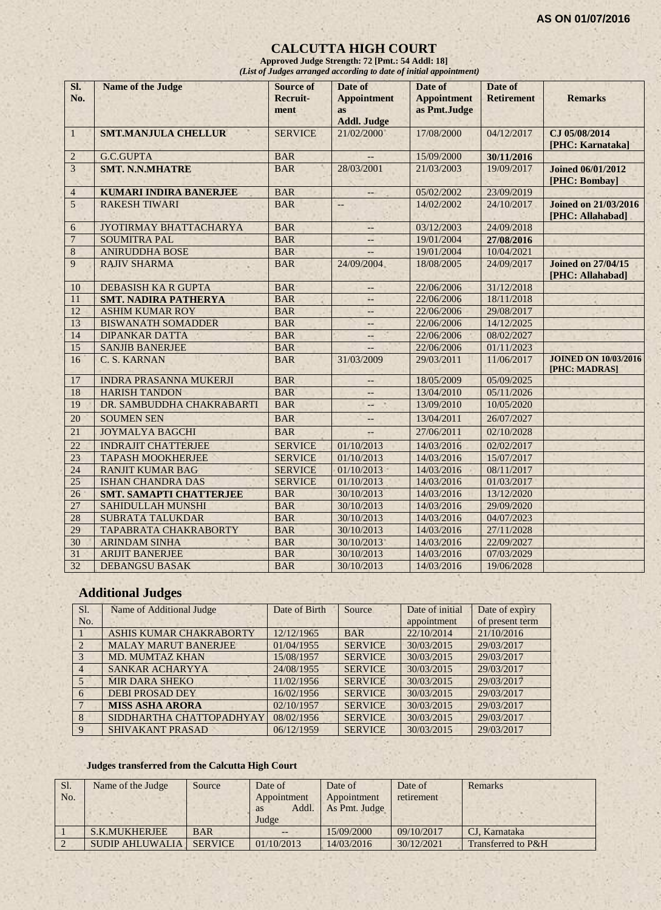**AS ON 01/07/2016**

# CALCUTTA HIGH COURT

**Approved Judge Strength: 72 [Pmt.: 54 Addl: 18]**

***(List of Judges arranged according to date of initial appointment)***

| Sl. No. | Name of the Judge | Source of Recruit-ment | Date of Appointment as Addl. Judge | Date of Appointment as Pmt.Judge | Date of Retirement | Remarks |
|---|---|---|---|---|---|---|
| 1 | **SMT.MANJULA CHELLUR** | SERVICE | 21/02/2000 | 17/08/2000 | 04/12/2017 | **CJ 05/08/2014 [PHC: Karnataka]** |
| 2 | G.C.GUPTA | BAR | -- | 15/09/2000 | **30/11/2016** | |
| 3 | **SMT. N.N.MHATRE** | BAR | 28/03/2001 | 21/03/2003 | 19/09/2017 | **Joined 06/01/2012 [PHC: Bombay]** |
| 4 | **KUMARI INDIRA BANERJEE** | BAR | -- | 05/02/2002 | 23/09/2019 | |
| 5 | RAKESH TIWARI | BAR | -- | 14/02/2002 | 24/10/2017 | **Joined on 21/03/2016 [PHC: Allahabad]** |
| 6 | JYOTIRMAY BHATTACHARYA | BAR | -- | 03/12/2003 | 24/09/2018 | |
| 7 | SOUMITRA PAL | BAR | -- | 19/01/2004 | **27/08/2016** | |
| 8 | ANIRUDDHA BOSE | BAR | -- | 19/01/2004 | 10/04/2021 | |
| 9 | RAJIV SHARMA | BAR | 24/09/2004 | 18/08/2005 | 24/09/2017 | **Joined on 27/04/15 [PHC: Allahabad]** |
| 10 | DEBASISH KA R GUPTA | BAR | -- | 22/06/2006 | 31/12/2018 | |
| 11 | **SMT. NADIRA PATHERYA** | BAR | -- | 22/06/2006 | 18/11/2018 | |
| 12 | ASHIM KUMAR ROY | BAR | -- | 22/06/2006 | 29/08/2017 | |
| 13 | BISWANATH SOMADDER | BAR | -- | 22/06/2006 | 14/12/2025 | |
| 14 | DIPANKAR DATTA | BAR | -- | 22/06/2006 | 08/02/2027 | |
| 15 | SANJIB BANERJEE | BAR | -- | 22/06/2006 | 01/11/2023 | |
| 16 | C. S. KARNAN | BAR | 31/03/2009 | 29/03/2011 | 11/06/2017 | **JOINED ON 10/03/2016 [PHC: MADRAS]** |
| 17 | INDRA PRASANNA MUKERJI | BAR | -- | 18/05/2009 | 05/09/2025 | |
| 18 | HARISH TANDON | BAR | -- | 13/04/2010 | 05/11/2026 | |
| 19 | DR. SAMBUDDHA CHAKRABARTI | BAR | -- | 13/09/2010 | 10/05/2020 | |
| 20 | SOUMEN SEN | BAR | -- | 13/04/2011 | 26/07/2027 | |
| 21 | JOYMALYA BAGCHI | BAR | -- | 27/06/2011 | 02/10/2028 | |
| 22 | INDRAJIT CHATTERJEE | SERVICE | 01/10/2013 | 14/03/2016 | 02/02/2017 | |
| 23 | TAPASH MOOKHERJEE | SERVICE | 01/10/2013 | 14/03/2016 | 15/07/2017 | |
| 24 | RANJIT KUMAR BAG | SERVICE | 01/10/2013 | 14/03/2016 | 08/11/2017 | |
| 25 | ISHAN CHANDRA DAS | SERVICE | 01/10/2013 | 14/03/2016 | 01/03/2017 | |
| 26 | **SMT. SAMAPTI CHATTERJEE** | BAR | 30/10/2013 | 14/03/2016 | 13/12/2020 | |
| 27 | SAHIDULLAH MUNSHI | BAR | 30/10/2013 | 14/03/2016 | 29/09/2020 | |
| 28 | SUBRATA TALUKDAR | BAR | 30/10/2013 | 14/03/2016 | 04/07/2023 | |
| 29 | TAPABRATA CHAKRABORTY | BAR | 30/10/2013 | 14/03/2016 | 27/11/2028 | |
| 30 | ARINDAM SINHA | BAR | 30/10/2013 | 14/03/2016 | 22/09/2027 | |
| 31 | ARIJIT BANERJEE | BAR | 30/10/2013 | 14/03/2016 | 07/03/2029 | |
| 32 | DEBANGSU BASAK | BAR | 30/10/2013 | 14/03/2016 | 19/06/2028 | |

## Additional Judges

| Sl. No. | Name of Additional Judge | Date of Birth | Source | Date of initial appointment | Date of expiry of present term |
|---|---|---|---|---|---|
| 1 | ASHIS KUMAR CHAKRABORTY | 12/12/1965 | BAR | 22/10/2014 | 21/10/2016 |
| 2 | MALAY MARUT BANERJEE | 01/04/1955 | SERVICE | 30/03/2015 | 29/03/2017 |
| 3 | MD. MUMTAZ KHAN | 15/08/1957 | SERVICE | 30/03/2015 | 29/03/2017 |
| 4 | SANKAR ACHARYYA | 24/08/1955 | SERVICE | 30/03/2015 | 29/03/2017 |
| 5 | MIR DARA SHEKO | 11/02/1956 | SERVICE | 30/03/2015 | 29/03/2017 |
| 6 | DEBI PROSAD DEY | 16/02/1956 | SERVICE | 30/03/2015 | 29/03/2017 |
| 7 | **MISS ASHA ARORA** | 02/10/1957 | SERVICE | 30/03/2015 | 29/03/2017 |
| 8 | SIDDHARTHA CHATTOPADHYAY | 08/02/1956 | SERVICE | 30/03/2015 | 29/03/2017 |
| 9 | SHIVAKANT PRASAD | 06/12/1959 | SERVICE | 30/03/2015 | 29/03/2017 |

### Judges transferred from the Calcutta High Court

| Sl. No. | Name of the Judge | Source | Date of Appointment as Addl. Judge | Date of Appointment As Pmt. Judge | Date of retirement | Remarks |
|---|---|---|---|---|---|---|
| 1 | S.K.MUKHERJEE | BAR | -- | 15/09/2000 | 09/10/2017 | CJ, Karnataka |
| 2 | SUDIP AHLUWALIA | SERVICE | 01/10/2013 | 14/03/2016 | 30/12/2021 | Transferred to P&H |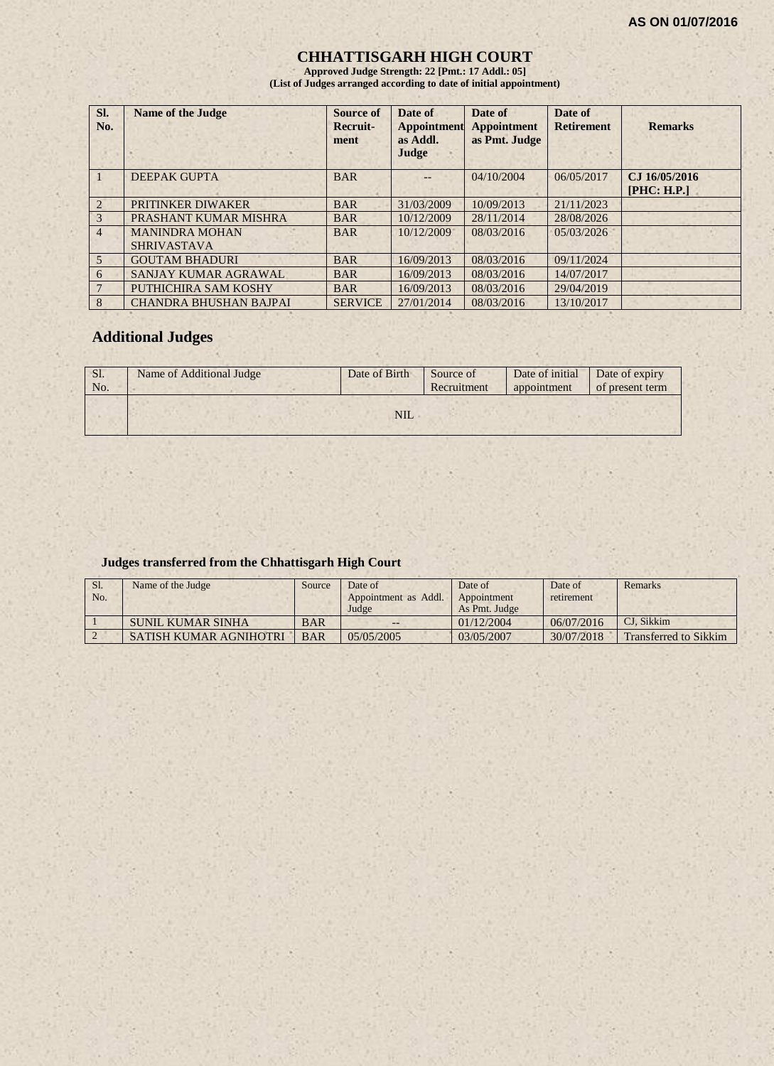AS ON 01/07/2016

# CHHATTISGARH HIGH COURT

**Approved Judge Strength: 22 [Pmt.: 17 Addl.: 05]**
**(List of Judges arranged according to date of initial appointment)**

| Sl. No. | Name of the Judge | Source of Recruit-ment | Date of Appointment as Addl. Judge | Date of Appointment as Pmt. Judge | Date of Retirement | Remarks |
|---|---|---|---|---|---|---|
| 1 | DEEPAK GUPTA | BAR | -- | 04/10/2004 | 06/05/2017 | **CJ 16/05/2016 [PHC: H.P.]** |
| 2 | PRITINKER DIWAKER | BAR | 31/03/2009 | 10/09/2013 | 21/11/2023 | |
| 3 | PRASHANT KUMAR MISHRA | BAR | 10/12/2009 | 28/11/2014 | 28/08/2026 | |
| 4 | MANINDRA MOHAN SHRIVASTAVA | BAR | 10/12/2009 | 08/03/2016 | 05/03/2026 | |
| 5 | GOUTAM BHADURI | BAR | 16/09/2013 | 08/03/2016 | 09/11/2024 | |
| 6 | SANJAY KUMAR AGRAWAL | BAR | 16/09/2013 | 08/03/2016 | 14/07/2017 | |
| 7 | PUTHICHIRA SAM KOSHY | BAR | 16/09/2013 | 08/03/2016 | 29/04/2019 | |
| 8 | CHANDRA BHUSHAN BAJPAI | SERVICE | 27/01/2014 | 08/03/2016 | 13/10/2017 | |

## Additional Judges

| Sl. No. | Name of Additional Judge | Date of Birth | Source of Recruitment | Date of initial appointment | Date of expiry of present term |
|---|---|---|---|---|---|
| | NIL | | | | |

### Judges transferred from the Chhattisgarh High Court

| Sl. No. | Name of the Judge | Source | Date of Appointment as Addl. Judge | Date of Appointment As Pmt. Judge | Date of retirement | Remarks |
|---|---|---|---|---|---|---|
| 1 | SUNIL KUMAR SINHA | BAR | -- | 01/12/2004 | 06/07/2016 | CJ, Sikkim |
| 2 | SATISH KUMAR AGNIHOTRI | BAR | 05/05/2005 | 03/05/2007 | 30/07/2018 | Transferred to Sikkim |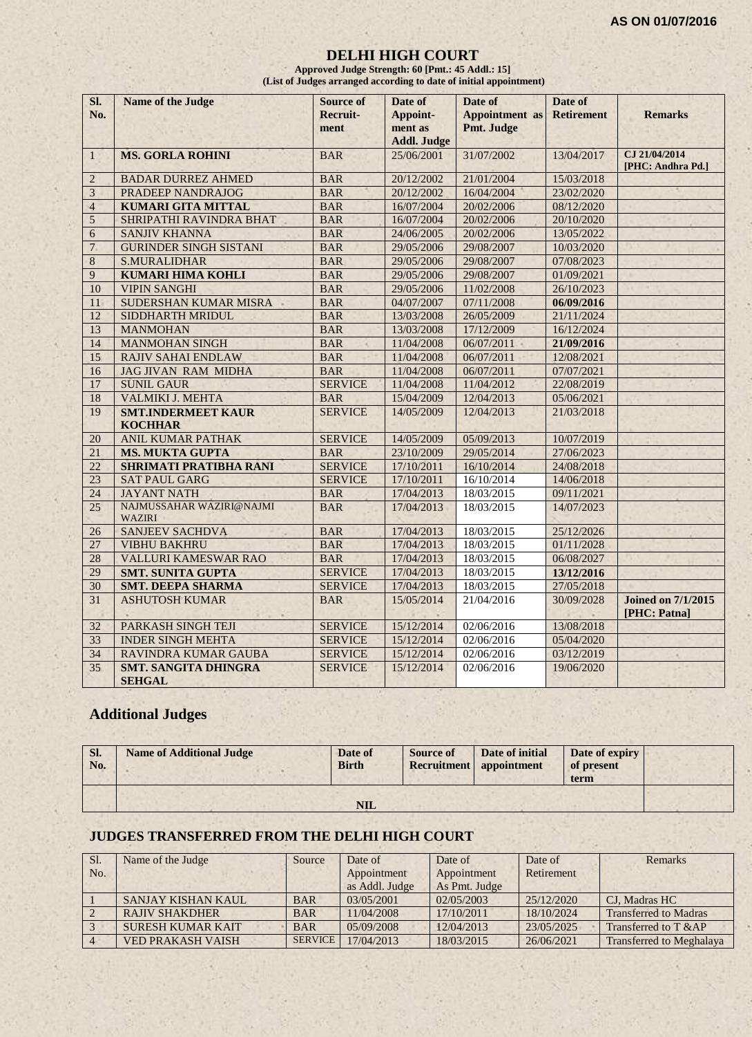**AS ON 01/07/2016**

# DELHI HIGH COURT

**Approved Judge Strength: 60 [Pmt.: 45 Addl.: 15]**
**(List of Judges arranged according to date of initial appointment)**

| Sl. No. | Name of the Judge | Source of Recruit-ment | Date of Appoint-ment as Addl. Judge | Date of Appointment as Pmt. Judge | Date of Retirement | Remarks |
|---|---|---|---|---|---|---|
| 1 | **MS. GORLA ROHINI** | BAR | 25/06/2001 | 31/07/2002 | 13/04/2017 | **CJ 21/04/2014 [PHC: Andhra Pd.]** |
| 2 | BADAR DURREZ AHMED | BAR | 20/12/2002 | 21/01/2004 | 15/03/2018 | |
| 3 | PRADEEP NANDRAJOG | BAR | 20/12/2002 | 16/04/2004 | 23/02/2020 | |
| 4 | **KUMARI GITA MITTAL** | BAR | 16/07/2004 | 20/02/2006 | 08/12/2020 | |
| 5 | SHRIPATHI RAVINDRA BHAT | BAR | 16/07/2004 | 20/02/2006 | 20/10/2020 | |
| 6 | SANJIV KHANNA | BAR | 24/06/2005 | 20/02/2006 | 13/05/2022 | |
| 7 | GURINDER SINGH SISTANI | BAR | 29/05/2006 | 29/08/2007 | 10/03/2020 | |
| 8 | S.MURALIDHAR | BAR | 29/05/2006 | 29/08/2007 | 07/08/2023 | |
| 9 | **KUMARI HIMA KOHLI** | BAR | 29/05/2006 | 29/08/2007 | 01/09/2021 | |
| 10 | VIPIN SANGHI | BAR | 29/05/2006 | 11/02/2008 | 26/10/2023 | |
| 11 | SUDERSHAN KUMAR MISRA | BAR | 04/07/2007 | 07/11/2008 | **06/09/2016** | |
| 12 | SIDDHARTH MRIDUL | BAR | 13/03/2008 | 26/05/2009 | 21/11/2024 | |
| 13 | MANMOHAN | BAR | 13/03/2008 | 17/12/2009 | 16/12/2024 | |
| 14 | MANMOHAN SINGH | BAR | 11/04/2008 | 06/07/2011 | **21/09/2016** | |
| 15 | RAJIV SAHAI ENDLAW | BAR | 11/04/2008 | 06/07/2011 | 12/08/2021 | |
| 16 | JAG JIVAN RAM MIDHA | BAR | 11/04/2008 | 06/07/2011 | 07/07/2021 | |
| 17 | SUNIL GAUR | SERVICE | 11/04/2008 | 11/04/2012 | 22/08/2019 | |
| 18 | VALMIKI J. MEHTA | BAR | 15/04/2009 | 12/04/2013 | 05/06/2021 | |
| 19 | **SMT.INDERMEET KAUR KOCHHAR** | SERVICE | 14/05/2009 | 12/04/2013 | 21/03/2018 | |
| 20 | ANIL KUMAR PATHAK | SERVICE | 14/05/2009 | 05/09/2013 | 10/07/2019 | |
| 21 | **MS. MUKTA GUPTA** | BAR | 23/10/2009 | 29/05/2014 | 27/06/2023 | |
| 22 | **SHRIMATI PRATIBHA RANI** | SERVICE | 17/10/2011 | 16/10/2014 | 24/08/2018 | |
| 23 | SAT PAUL GARG | SERVICE | 17/10/2011 | 16/10/2014 | 14/06/2018 | |
| 24 | JAYANT NATH | BAR | 17/04/2013 | 18/03/2015 | 09/11/2021 | |
| 25 | NAJMUSSAHAR WAZIRI@NAJMI WAZIRI | BAR | 17/04/2013 | 18/03/2015 | 14/07/2023 | |
| 26 | SANJEEV SACHDVA | BAR | 17/04/2013 | 18/03/2015 | 25/12/2026 | |
| 27 | VIBHU BAKHRU | BAR | 17/04/2013 | 18/03/2015 | 01/11/2028 | |
| 28 | VALLURI KAMESWAR RAO | BAR | 17/04/2013 | 18/03/2015 | 06/08/2027 | |
| 29 | **SMT. SUNITA GUPTA** | SERVICE | 17/04/2013 | 18/03/2015 | **13/12/2016** | |
| 30 | **SMT. DEEPA SHARMA** | SERVICE | 17/04/2013 | 18/03/2015 | 27/05/2018 | |
| 31 | ASHUTOSH KUMAR | BAR | 15/05/2014 | 21/04/2016 | 30/09/2028 | **Joined on 7/1/2015 [PHC: Patna]** |
| 32 | PARKASH SINGH TEJI | SERVICE | 15/12/2014 | 02/06/2016 | 13/08/2018 | |
| 33 | INDER SINGH MEHTA | SERVICE | 15/12/2014 | 02/06/2016 | 05/04/2020 | |
| 34 | RAVINDRA KUMAR GAUBA | SERVICE | 15/12/2014 | 02/06/2016 | 03/12/2019 | |
| 35 | **SMT. SANGITA DHINGRA SEHGAL** | SERVICE | 15/12/2014 | 02/06/2016 | 19/06/2020 | |

## Additional Judges

| Sl. No. | Name of Additional Judge | Date of Birth | Source of Recruitment | Date of initial appointment | Date of expiry of present term | |
|---|---|---|---|---|---|---|
| | | | **NIL** | | | |

## JUDGES TRANSFERRED FROM THE DELHI HIGH COURT

| Sl. No. | Name of the Judge | Source | Date of Appointment as Addl. Judge | Date of Appointment As Pmt. Judge | Date of Retirement | Remarks |
|---|---|---|---|---|---|---|
| 1 | SANJAY KISHAN KAUL | BAR | 03/05/2001 | 02/05/2003 | 25/12/2020 | CJ, Madras HC |
| 2 | RAJIV SHAKDHER | BAR | 11/04/2008 | 17/10/2011 | 18/10/2024 | Transferred to Madras |
| 3 | SURESH KUMAR KAIT | BAR | 05/09/2008 | 12/04/2013 | 23/05/2025 | Transferred to T &AP |
| 4 | VED PRAKASH VAISH | SERVICE | 17/04/2013 | 18/03/2015 | 26/06/2021 | Transferred to Meghalaya |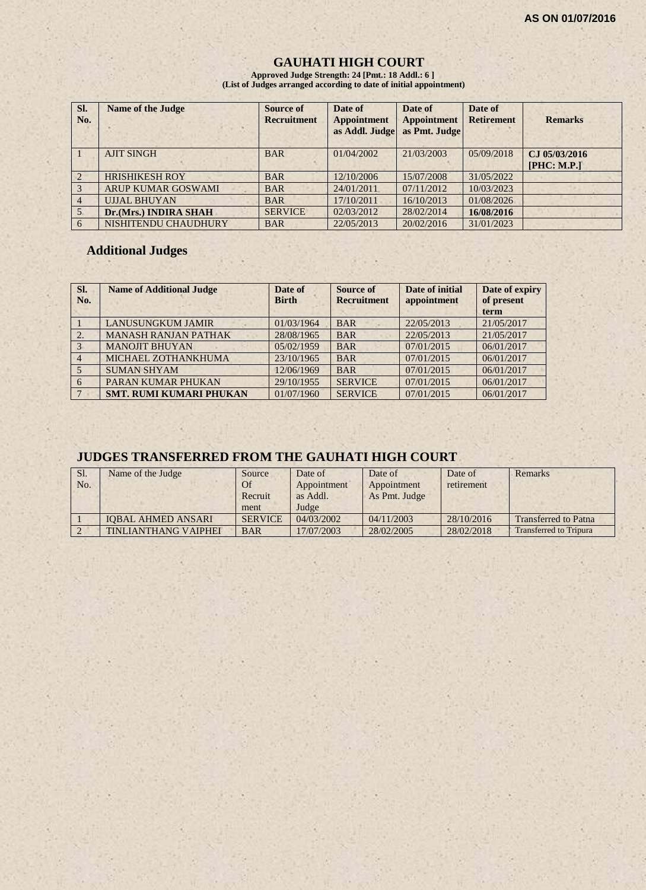**AS ON 01/07/2016**

# GAUHATI HIGH COURT

**Approved Judge Strength: 24 [Pmt.: 18 Addl.: 6 ]**
**(List of Judges arranged according to date of initial appointment)**

| Sl. No. | Name of the Judge | Source of Recruitment | Date of Appointment as Addl. Judge | Date of Appointment as Pmt. Judge | Date of Retirement | Remarks |
|---|---|---|---|---|---|---|
| 1 | AJIT SINGH | BAR | 01/04/2002 | 21/03/2003 | 05/09/2018 | **CJ 05/03/2016 [PHC: M.P.]** |
| 2 | HRISHIKESH ROY | BAR | 12/10/2006 | 15/07/2008 | 31/05/2022 | |
| 3 | ARUP KUMAR GOSWAMI | BAR | 24/01/2011 | 07/11/2012 | 10/03/2023 | |
| 4 | UJJAL BHUYAN | BAR | 17/10/2011 | 16/10/2013 | 01/08/2026 | |
| 5 | **Dr.(Mrs.) INDIRA SHAH** | SERVICE | 02/03/2012 | 28/02/2014 | **16/08/2016** | |
| 6 | NISHITENDU CHAUDHURY | BAR | 22/05/2013 | 20/02/2016 | 31/01/2023 | |

## Additional Judges

| Sl. No. | Name of Additional Judge | Date of Birth | Source of Recruitment | Date of initial appointment | Date of expiry of present term |
|---|---|---|---|---|---|
| 1 | LANUSUNGKUM JAMIR | 01/03/1964 | BAR | 22/05/2013 | 21/05/2017 |
| 2. | MANASH RANJAN PATHAK | 28/08/1965 | BAR | 22/05/2013 | 21/05/2017 |
| 3 | MANOJIT BHUYAN | 05/02/1959 | BAR | 07/01/2015 | 06/01/2017 |
| 4 | MICHAEL ZOTHANKHUMA | 23/10/1965 | BAR | 07/01/2015 | 06/01/2017 |
| 5 | SUMAN SHYAM | 12/06/1969 | BAR | 07/01/2015 | 06/01/2017 |
| 6 | PARAN KUMAR PHUKAN | 29/10/1955 | SERVICE | 07/01/2015 | 06/01/2017 |
| 7 | **SMT. RUMI KUMARI PHUKAN** | 01/07/1960 | SERVICE | 07/01/2015 | 06/01/2017 |

## JUDGES TRANSFERRED FROM THE GAUHATI HIGH COURT

| Sl. No. | Name of the Judge | Source Of Recruitment | Date of Appointment as Addl. Judge | Date of Appointment As Pmt. Judge | Date of retirement | Remarks |
|---|---|---|---|---|---|---|
| 1 | IQBAL AHMED ANSARI | SERVICE | 04/03/2002 | 04/11/2003 | 28/10/2016 | Transferred to Patna |
| 2 | TINLIANTHANG VAIPHEI | BAR | 17/07/2003 | 28/02/2005 | 28/02/2018 | Transferred to Tripura |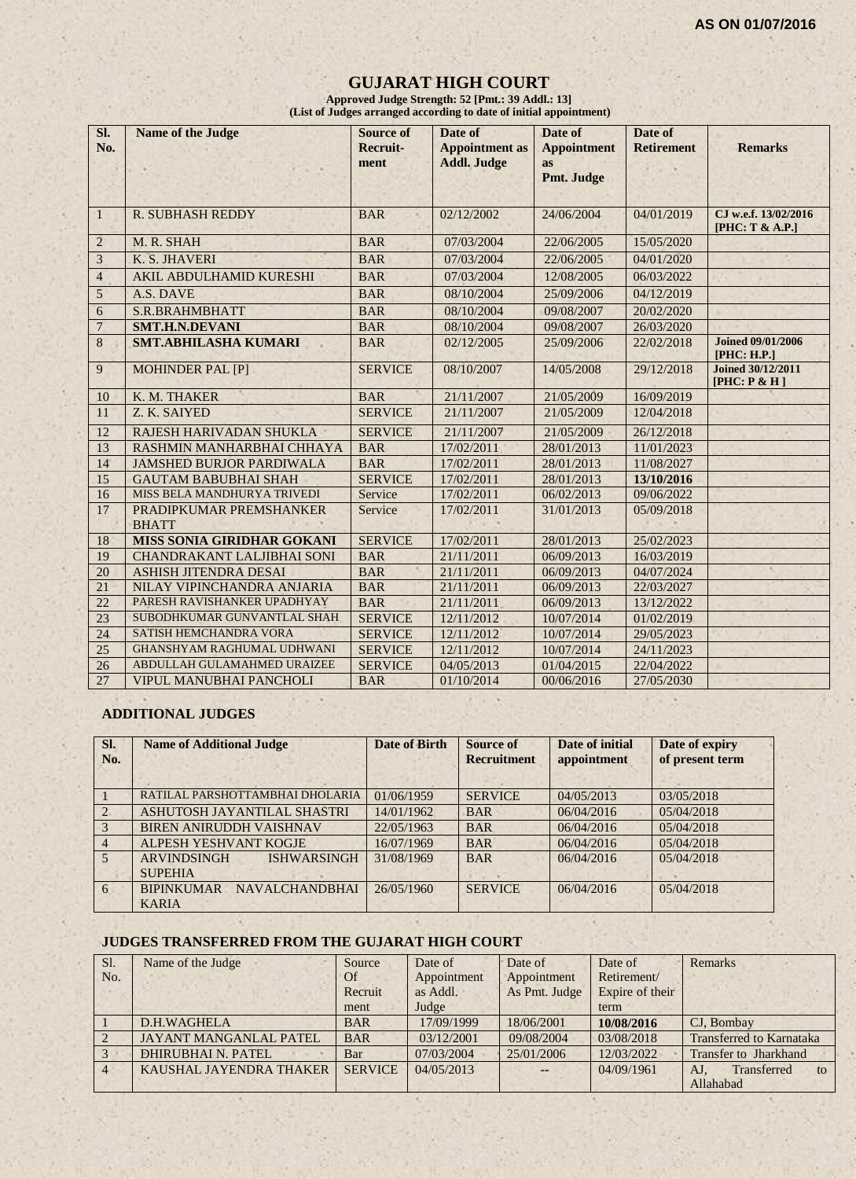AS ON 01/07/2016

# GUJARAT HIGH COURT

**Approved Judge Strength: 52 [Pmt.: 39 Addl.: 13]**
**(List of Judges arranged according to date of initial appointment)**

| Sl. No. | Name of the Judge | Source of Recruit-ment | Date of Appointment as Addl. Judge | Date of Appointment as Pmt. Judge | Date of Retirement | Remarks |
|---|---|---|---|---|---|---|
| 1 | R. SUBHASH REDDY | BAR | 02/12/2002 | 24/06/2004 | 04/01/2019 | **CJ w.e.f. 13/02/2016 [PHC: T & A.P.]** |
| 2 | M. R. SHAH | BAR | 07/03/2004 | 22/06/2005 | 15/05/2020 | |
| 3 | K. S. JHAVERI | BAR | 07/03/2004 | 22/06/2005 | 04/01/2020 | |
| 4 | AKIL ABDULHAMID KURESHI | BAR | 07/03/2004 | 12/08/2005 | 06/03/2022 | |
| 5 | A.S. DAVE | BAR | 08/10/2004 | 25/09/2006 | 04/12/2019 | |
| 6 | S.R.BRAHMBHATT | BAR | 08/10/2004 | 09/08/2007 | 20/02/2020 | |
| 7 | **SMT.H.N.DEVANI** | BAR | 08/10/2004 | 09/08/2007 | 26/03/2020 | |
| 8 | **SMT.ABHILASHA KUMARI** | BAR | 02/12/2005 | 25/09/2006 | 22/02/2018 | **Joined 09/01/2006 [PHC: H.P.]** |
| 9 | MOHINDER PAL [P] | SERVICE | 08/10/2007 | 14/05/2008 | 29/12/2018 | **Joined 30/12/2011 [PHC: P & H ]** |
| 10 | K. M. THAKER | BAR | 21/11/2007 | 21/05/2009 | 16/09/2019 | |
| 11 | Z. K. SAIYED | SERVICE | 21/11/2007 | 21/05/2009 | 12/04/2018 | |
| 12 | RAJESH HARIVADAN SHUKLA | SERVICE | 21/11/2007 | 21/05/2009 | 26/12/2018 | |
| 13 | RASHMIN MANHARBHAI CHHAYA | BAR | 17/02/2011 | 28/01/2013 | 11/01/2023 | |
| 14 | JAMSHED BURJOR PARDIWALA | BAR | 17/02/2011 | 28/01/2013 | 11/08/2027 | |
| 15 | GAUTAM BABUBHAI SHAH | SERVICE | 17/02/2011 | 28/01/2013 | **13/10/2016** | |
| 16 | MISS BELA MANDHURYA TRIVEDI | Service | 17/02/2011 | 06/02/2013 | 09/06/2022 | |
| 17 | PRADIPKUMAR PREMSHANKER BHATT | Service | 17/02/2011 | 31/01/2013 | 05/09/2018 | |
| 18 | **MISS SONIA GIRIDHAR GOKANI** | SERVICE | 17/02/2011 | 28/01/2013 | 25/02/2023 | |
| 19 | CHANDRAKANT LALJIBHAI SONI | BAR | 21/11/2011 | 06/09/2013 | 16/03/2019 | |
| 20 | ASHISH JITENDRA DESAI | BAR | 21/11/2011 | 06/09/2013 | 04/07/2024 | |
| 21 | NILAY VIPINCHANDRA ANJARIA | BAR | 21/11/2011 | 06/09/2013 | 22/03/2027 | |
| 22 | PARESH RAVISHANKER UPADHYAY | BAR | 21/11/2011 | 06/09/2013 | 13/12/2022 | |
| 23 | SUBODHKUMAR GUNVANTLAL SHAH | SERVICE | 12/11/2012 | 10/07/2014 | 01/02/2019 | |
| 24 | SATISH HEMCHANDRA VORA | SERVICE | 12/11/2012 | 10/07/2014 | 29/05/2023 | |
| 25 | GHANSHYAM RAGHUMAL UDHWANI | SERVICE | 12/11/2012 | 10/07/2014 | 24/11/2023 | |
| 26 | ABDULLAH GULAMAHMED URAIZEE | SERVICE | 04/05/2013 | 01/04/2015 | 22/04/2022 | |
| 27 | VIPUL MANUBHAI PANCHOLI | BAR | 01/10/2014 | 00/06/2016 | 27/05/2030 | |

## ADDITIONAL JUDGES

| Sl. No. | Name of Additional Judge | Date of Birth | Source of Recruitment | Date of initial appointment | Date of expiry of present term |
|---|---|---|---|---|---|
| 1 | RATILAL PARSHOTTAMBHAI DHOLARIA | 01/06/1959 | SERVICE | 04/05/2013 | 03/05/2018 |
| 2 | ASHUTOSH JAYANTILAL SHASTRI | 14/01/1962 | BAR | 06/04/2016 | 05/04/2018 |
| 3 | BIREN ANIRUDDH VAISHNAV | 22/05/1963 | BAR | 06/04/2016 | 05/04/2018 |
| 4 | ALPESH YESHVANT KOGJE | 16/07/1969 | BAR | 06/04/2016 | 05/04/2018 |
| 5 | ARVINDSINGH ISHWARSINGH SUPEHIA | 31/08/1969 | BAR | 06/04/2016 | 05/04/2018 |
| 6 | BIPINKUMAR NAVALCHANDBHAI KARIA | 26/05/1960 | SERVICE | 06/04/2016 | 05/04/2018 |

## JUDGES TRANSFERRED FROM THE GUJARAT HIGH COURT

| Sl. No. | Name of the Judge | Source Of Recruit ment | Date of Appointment as Addl. Judge | Date of Appointment As Pmt. Judge | Date of Retirement/ Expire of their term | Remarks |
|---|---|---|---|---|---|---|
| 1 | D.H.WAGHELA | BAR | 17/09/1999 | 18/06/2001 | **10/08/2016** | CJ, Bombay |
| 2 | JAYANT MANGANLAL PATEL | BAR | 03/12/2001 | 09/08/2004 | 03/08/2018 | Transferred to Karnataka |
| 3 | DHIRUBHAI N. PATEL | Bar | 07/03/2004 | 25/01/2006 | 12/03/2022 | Transfer to Jharkhand |
| 4 | KAUSHAL JAYENDRA THAKER | SERVICE | 04/05/2013 | -- | 04/09/1961 | AJ, Transferred to Allahabad |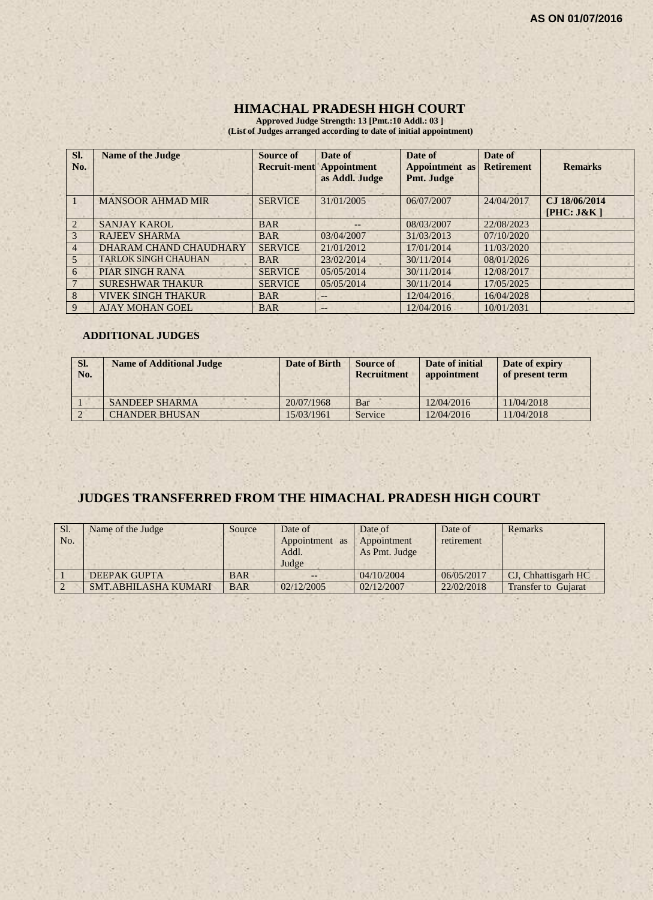**AS ON 01/07/2016**

# HIMACHAL PRADESH HIGH COURT

**Approved Judge Strength: 13 [Pmt.:10 Addl.: 03 ]**
**(List of Judges arranged according to date of initial appointment)**

| Sl. No. | Name of the Judge | Source of Recruit-ment | Date of Appointment as Addl. Judge | Date of Appointment as Pmt. Judge | Date of Retirement | Remarks |
|---|---|---|---|---|---|---|
| 1 | MANSOOR AHMAD MIR | SERVICE | 31/01/2005 | 06/07/2007 | 24/04/2017 | CJ 18/06/2014 [PHC: J&K ] |
| 2 | SANJAY KAROL | BAR | -- | 08/03/2007 | 22/08/2023 | |
| 3 | RAJEEV SHARMA | BAR | 03/04/2007 | 31/03/2013 | 07/10/2020 | |
| 4 | DHARAM CHAND CHAUDHARY | SERVICE | 21/01/2012 | 17/01/2014 | 11/03/2020 | |
| 5 | TARLOK SINGH CHAUHAN | BAR | 23/02/2014 | 30/11/2014 | 08/01/2026 | |
| 6 | PIAR SINGH RANA | SERVICE | 05/05/2014 | 30/11/2014 | 12/08/2017 | |
| 7 | SURESHWAR THAKUR | SERVICE | 05/05/2014 | 30/11/2014 | 17/05/2025 | |
| 8 | VIVEK SINGH THAKUR | BAR | -- | 12/04/2016 | 16/04/2028 | |
| 9 | AJAY MOHAN GOEL | BAR | -- | 12/04/2016 | 10/01/2031 | |

## ADDITIONAL JUDGES

| Sl. No. | Name of Additional Judge | Date of Birth | Source of Recruitment | Date of initial appointment | Date of expiry of present term |
|---|---|---|---|---|---|
| 1 | SANDEEP SHARMA | 20/07/1968 | Bar | 12/04/2016 | 11/04/2018 |
| 2 | CHANDER BHUSAN | 15/03/1961 | Service | 12/04/2016 | 11/04/2018 |

## JUDGES TRANSFERRED FROM THE HIMACHAL PRADESH HIGH COURT

| Sl. No. | Name of the Judge | Source | Date of Appointment as Addl. Judge | Date of Appointment As Pmt. Judge | Date of retirement | Remarks |
|---|---|---|---|---|---|---|
| 1 | DEEPAK GUPTA | BAR | -- | 04/10/2004 | 06/05/2017 | CJ, Chhattisgarh HC |
| 2 | SMT.ABHILASHA KUMARI | BAR | 02/12/2005 | 02/12/2007 | 22/02/2018 | Transfer to Gujarat |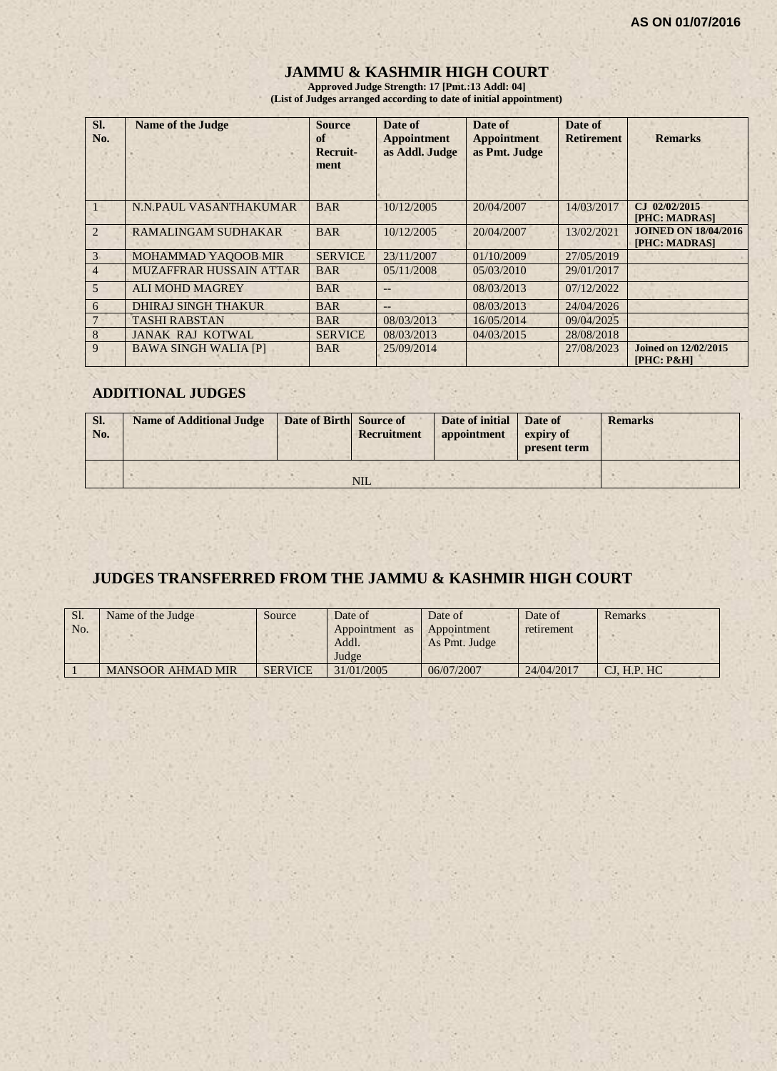AS ON 01/07/2016

# JAMMU & KASHMIR HIGH COURT

**Approved Judge Strength: 17 [Pmt.:13 Addl: 04]**
**(List of Judges arranged according to date of initial appointment)**

| Sl. No. | Name of the Judge | Source of Recruit-ment | Date of Appointment as Addl. Judge | Date of Appointment as Pmt. Judge | Date of Retirement | Remarks |
|---|---|---|---|---|---|---|
| 1 | N.N.PAUL VASANTHAKUMAR | BAR | 10/12/2005 | 20/04/2007 | 14/03/2017 | CJ 02/02/2015 [PHC: MADRAS] |
| 2 | RAMALINGAM SUDHAKAR | BAR | 10/12/2005 | 20/04/2007 | 13/02/2021 | JOINED ON 18/04/2016 [PHC: MADRAS] |
| 3 | MOHAMMAD YAQOOB MIR | SERVICE | 23/11/2007 | 01/10/2009 | 27/05/2019 | |
| 4 | MUZAFFRAR HUSSAIN ATTAR | BAR | 05/11/2008 | 05/03/2010 | 29/01/2017 | |
| 5 | ALI MOHD MAGREY | BAR | -- | 08/03/2013 | 07/12/2022 | |
| 6 | DHIRAJ SINGH THAKUR | BAR | -- | 08/03/2013 | 24/04/2026 | |
| 7 | TASHI RABSTAN | BAR | 08/03/2013 | 16/05/2014 | 09/04/2025 | |
| 8 | JANAK RAJ KOTWAL | SERVICE | 08/03/2013 | 04/03/2015 | 28/08/2018 | |
| 9 | BAWA SINGH WALIA [P] | BAR | 25/09/2014 | | 27/08/2023 | Joined on 12/02/2015 [PHC: P&H] |

## ADDITIONAL JUDGES

| Sl. No. | Name of Additional Judge | Date of Birth | Source of Recruitment | Date of initial appointment | Date of expiry of present term | Remarks |
|---|---|---|---|---|---|---|
| | NIL | | | | | |

## JUDGES TRANSFERRED FROM THE JAMMU & KASHMIR HIGH COURT

| Sl. No. | Name of the Judge | Source | Date of Appointment as Addl. Judge | Date of Appointment As Pmt. Judge | Date of retirement | Remarks |
|---|---|---|---|---|---|---|
| 1 | MANSOOR AHMAD MIR | SERVICE | 31/01/2005 | 06/07/2007 | 24/04/2017 | CJ, H.P. HC |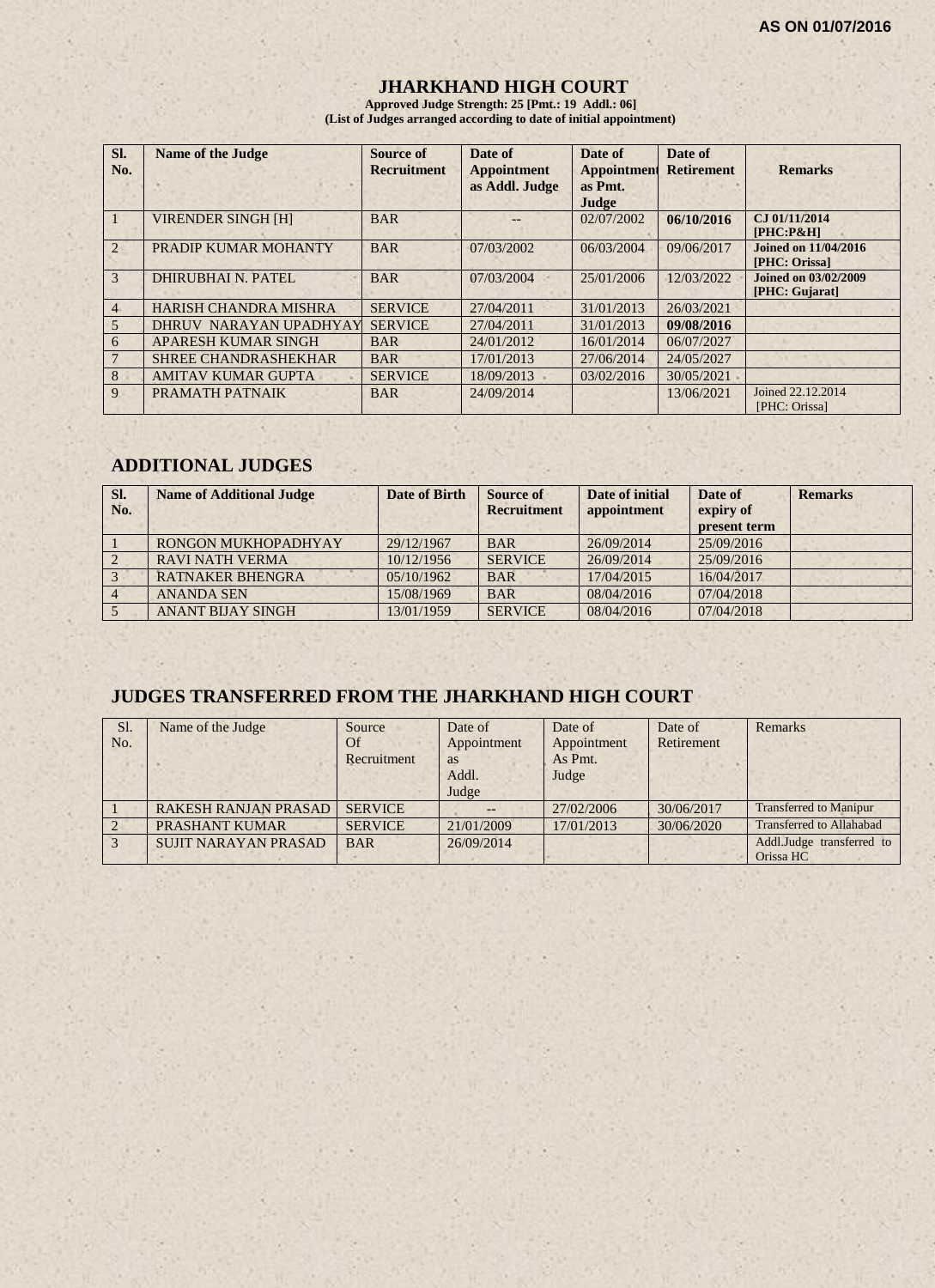**AS ON 01/07/2016**

# JHARKHAND HIGH COURT

**Approved Judge Strength: 25 [Pmt.: 19 Addl.: 06]**
**(List of Judges arranged according to date of initial appointment)**

| Sl. No. | Name of the Judge | Source of Recruitment | Date of Appointment as Addl. Judge | Date of Appointment as Pmt. Judge | Date of Retirement | Remarks |
|---|---|---|---|---|---|---|
| 1 | VIRENDER SINGH [H] | BAR | -- | 02/07/2002 | **06/10/2016** | **CJ 01/11/2014 [PHC:P&H]** |
| 2 | PRADIP KUMAR MOHANTY | BAR | 07/03/2002 | 06/03/2004 | 09/06/2017 | **Joined on 11/04/2016 [PHC: Orissa]** |
| 3 | DHIRUBHAI N. PATEL | BAR | 07/03/2004 | 25/01/2006 | 12/03/2022 | **Joined on 03/02/2009 [PHC: Gujarat]** |
| 4 | HARISH CHANDRA MISHRA | SERVICE | 27/04/2011 | 31/01/2013 | 26/03/2021 | |
| 5 | DHRUV NARAYAN UPADHYAY | SERVICE | 27/04/2011 | 31/01/2013 | **09/08/2016** | |
| 6 | APARESH KUMAR SINGH | BAR | 24/01/2012 | 16/01/2014 | 06/07/2027 | |
| 7 | SHREE CHANDRASHEKHAR | BAR | 17/01/2013 | 27/06/2014 | 24/05/2027 | |
| 8 | AMITAV KUMAR GUPTA | SERVICE | 18/09/2013 | 03/02/2016 | 30/05/2021 | |
| 9 | PRAMATH PATNAIK | BAR | 24/09/2014 | | 13/06/2021 | Joined 22.12.2014 [PHC: Orissa] |

## ADDITIONAL JUDGES

| Sl. No. | Name of Additional Judge | Date of Birth | Source of Recruitment | Date of initial appointment | Date of expiry of present term | Remarks |
|---|---|---|---|---|---|---|
| 1 | RONGON MUKHOPADHYAY | 29/12/1967 | BAR | 26/09/2014 | 25/09/2016 | |
| 2 | RAVI NATH VERMA | 10/12/1956 | SERVICE | 26/09/2014 | 25/09/2016 | |
| 3 | RATNAKER BHENGRA | 05/10/1962 | BAR | 17/04/2015 | 16/04/2017 | |
| 4 | ANANDA SEN | 15/08/1969 | BAR | 08/04/2016 | 07/04/2018 | |
| 5 | ANANT BIJAY SINGH | 13/01/1959 | SERVICE | 08/04/2016 | 07/04/2018 | |

## JUDGES TRANSFERRED FROM THE JHARKHAND HIGH COURT

| Sl. No. | Name of the Judge | Source Of Recruitment | Date of Appointment as Addl. Judge | Date of Appointment As Pmt. Judge | Date of Retirement | Remarks |
|---|---|---|---|---|---|---|
| 1 | RAKESH RANJAN PRASAD | SERVICE | -- | 27/02/2006 | 30/06/2017 | Transferred to Manipur |
| 2 | PRASHANT KUMAR | SERVICE | 21/01/2009 | 17/01/2013 | 30/06/2020 | Transferred to Allahabad |
| 3 | SUJIT NARAYAN PRASAD | BAR | 26/09/2014 | | | Addl.Judge transferred to Orissa HC |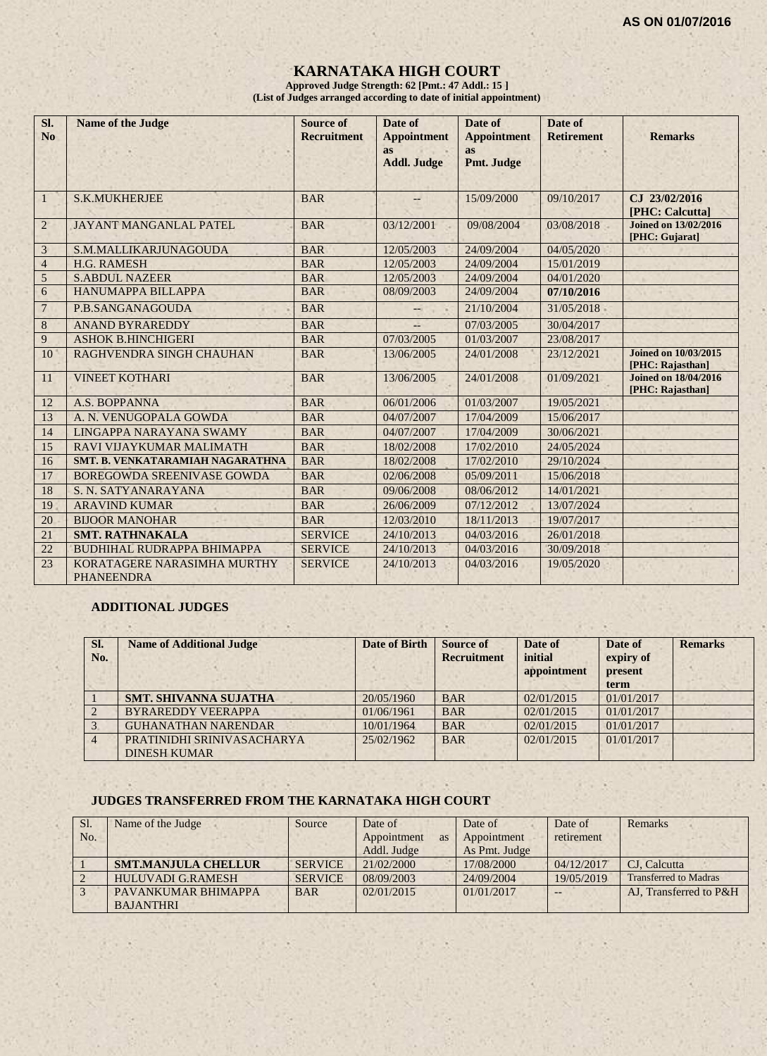AS ON 01/07/2016

# KARNATAKA HIGH COURT

**Approved Judge Strength: 62 [Pmt.: 47 Addl.: 15 ]**
**(List of Judges arranged according to date of initial appointment)**

| Sl. No | Name of the Judge | Source of Recruitment | Date of Appointment as Addl. Judge | Date of Appointment as Pmt. Judge | Date of Retirement | Remarks |
|---|---|---|---|---|---|---|
| 1 | S.K.MUKHERJEE | BAR | -- | 15/09/2000 | 09/10/2017 | CJ 23/02/2016 [PHC: Calcutta] |
| 2 | JAYANT MANGANLAL PATEL | BAR | 03/12/2001 | 09/08/2004 | 03/08/2018 | Joined on 13/02/2016 [PHC: Gujarat] |
| 3 | S.M.MALLIKARJUNAGOUDA | BAR | 12/05/2003 | 24/09/2004 | 04/05/2020 | |
| 4 | H.G. RAMESH | BAR | 12/05/2003 | 24/09/2004 | 15/01/2019 | |
| 5 | S.ABDUL NAZEER | BAR | 12/05/2003 | 24/09/2004 | 04/01/2020 | |
| 6 | HANUMAPPA BILLAPPA | BAR | 08/09/2003 | 24/09/2004 | **07/10/2016** | |
| 7 | P.B.SANGANAGOUDA | BAR | -- | 21/10/2004 | 31/05/2018 | |
| 8 | ANAND BYRAREDDY | BAR | -- | 07/03/2005 | 30/04/2017 | |
| 9 | ASHOK B.HINCHIGERI | BAR | 07/03/2005 | 01/03/2007 | 23/08/2017 | |
| 10 | RAGHVENDRA SINGH CHAUHAN | BAR | 13/06/2005 | 24/01/2008 | 23/12/2021 | Joined on 10/03/2015 [PHC: Rajasthan] |
| 11 | VINEET KOTHARI | BAR | 13/06/2005 | 24/01/2008 | 01/09/2021 | Joined on 18/04/2016 [PHC: Rajasthan] |
| 12 | A.S. BOPPANNA | BAR | 06/01/2006 | 01/03/2007 | 19/05/2021 | |
| 13 | A. N. VENUGOPALA GOWDA | BAR | 04/07/2007 | 17/04/2009 | 15/06/2017 | |
| 14 | LINGAPPA NARAYANA SWAMY | BAR | 04/07/2007 | 17/04/2009 | 30/06/2021 | |
| 15 | RAVI VIJAYKUMAR MALIMATH | BAR | 18/02/2008 | 17/02/2010 | 24/05/2024 | |
| 16 | SMT. B. VENKATARAMIAH NAGARATHNA | BAR | 18/02/2008 | 17/02/2010 | 29/10/2024 | |
| 17 | BOREGOWDA SREENIVASE GOWDA | BAR | 02/06/2008 | 05/09/2011 | 15/06/2018 | |
| 18 | S. N. SATYANARAYANA | BAR | 09/06/2008 | 08/06/2012 | 14/01/2021 | |
| 19 | ARAVIND KUMAR | BAR | 26/06/2009 | 07/12/2012 | 13/07/2024 | |
| 20 | BIJOOR MANOHAR | BAR | 12/03/2010 | 18/11/2013 | 19/07/2017 | |
| 21 | **SMT. RATHNAKALA** | SERVICE | 24/10/2013 | 04/03/2016 | 26/01/2018 | |
| 22 | BUDHIHAL RUDRAPPA BHIMAPPA | SERVICE | 24/10/2013 | 04/03/2016 | 30/09/2018 | |
| 23 | KORATAGERE NARASIMHA MURTHY PHANEENDRA | SERVICE | 24/10/2013 | 04/03/2016 | 19/05/2020 | |

## ADDITIONAL JUDGES

| Sl. No. | Name of Additional Judge | Date of Birth | Source of Recruitment | Date of initial appointment | Date of expiry of present term | Remarks |
|---|---|---|---|---|---|---|
| 1 | **SMT. SHIVANNA SUJATHA** | 20/05/1960 | BAR | 02/01/2015 | 01/01/2017 | |
| 2 | BYRAREDDY VEERAPPA | 01/06/1961 | BAR | 02/01/2015 | 01/01/2017 | |
| 3 | GUHANATHAN NARENDAR | 10/01/1964 | BAR | 02/01/2015 | 01/01/2017 | |
| 4 | PRATINIDHI SRINIVASACHARYA DINESH KUMAR | 25/02/1962 | BAR | 02/01/2015 | 01/01/2017 | |

## JUDGES TRANSFERRED FROM THE KARNATAKA HIGH COURT

| Sl. No. | Name of the Judge | Source | Date of Appointment as Addl. Judge | Date of Appointment As Pmt. Judge | Date of retirement | Remarks |
|---|---|---|---|---|---|---|
| 1 | **SMT.MANJULA CHELLUR** | SERVICE | 21/02/2000 | 17/08/2000 | 04/12/2017 | CJ, Calcutta |
| 2 | HULUVADI G.RAMESH | SERVICE | 08/09/2003 | 24/09/2004 | 19/05/2019 | Transferred to Madras |
| 3 | PAVANKUMAR BHIMAPPA BAJANTHRI | BAR | 02/01/2015 | 01/01/2017 | -- | AJ, Transferred to P&H |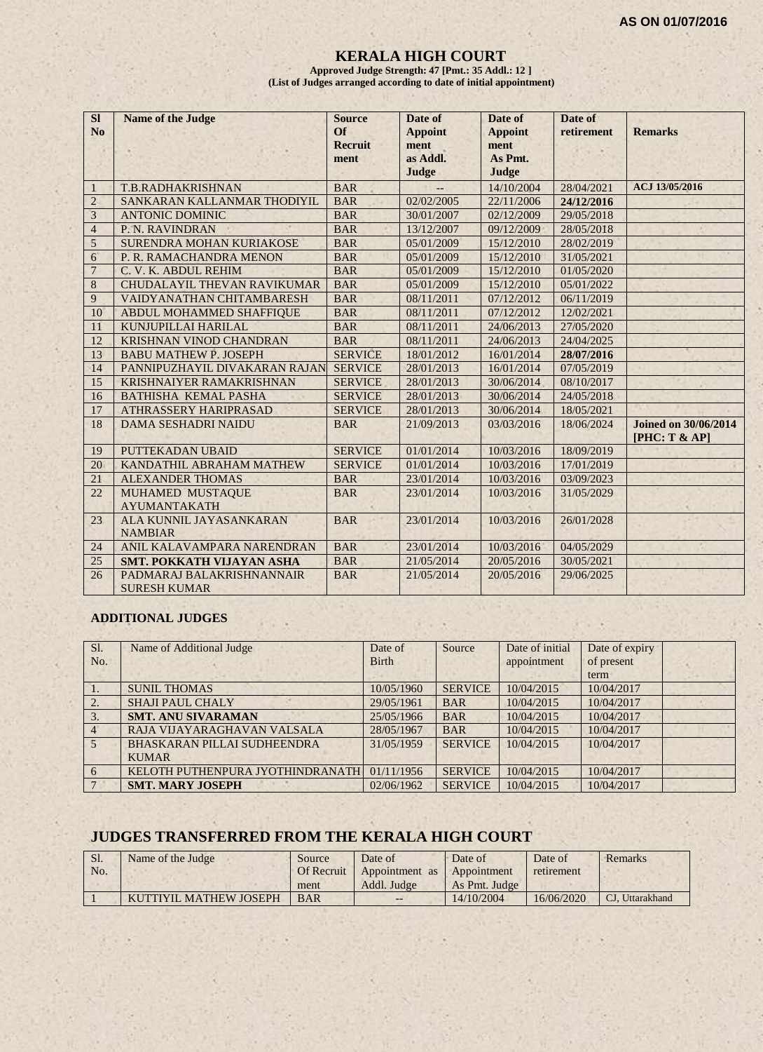**AS ON 01/07/2016**

# KERALA HIGH COURT

**Approved Judge Strength: 47 [Pmt.: 35 Addl.: 12 ]**
**(List of Judges arranged according to date of initial appointment)**

| Sl No | Name of the Judge | Source Of Recruitment | Date of Appointment as Addl. Judge | Date of Appointment As Pmt. Judge | Date of retirement | Remarks |
|---|---|---|---|---|---|---|
| 1 | T.B.RADHAKRISHNAN | BAR | -- | 14/10/2004 | 28/04/2021 | **ACJ 13/05/2016** |
| 2 | SANKARAN KALLANMAR THODIYIL | BAR | 02/02/2005 | 22/11/2006 | **24/12/2016** | |
| 3 | ANTONIC DOMINIC | BAR | 30/01/2007 | 02/12/2009 | 29/05/2018 | |
| 4 | P. N. RAVINDRAN | BAR | 13/12/2007 | 09/12/2009 | 28/05/2018 | |
| 5 | SURENDRA MOHAN KURIAKOSE | BAR | 05/01/2009 | 15/12/2010 | 28/02/2019 | |
| 6 | P. R. RAMACHANDRA MENON | BAR | 05/01/2009 | 15/12/2010 | 31/05/2021 | |
| 7 | C. V. K. ABDUL REHIM | BAR | 05/01/2009 | 15/12/2010 | 01/05/2020 | |
| 8 | CHUDALAYIL THEVAN RAVIKUMAR | BAR | 05/01/2009 | 15/12/2010 | 05/01/2022 | |
| 9 | VAIDYANATHAN CHITAMBARESH | BAR | 08/11/2011 | 07/12/2012 | 06/11/2019 | |
| 10 | ABDUL MOHAMMED SHAFFIQUE | BAR | 08/11/2011 | 07/12/2012 | 12/02/2021 | |
| 11 | KUNJUPILLAI HARILAL | BAR | 08/11/2011 | 24/06/2013 | 27/05/2020 | |
| 12 | KRISHNAN VINOD CHANDRAN | BAR | 08/11/2011 | 24/06/2013 | 24/04/2025 | |
| 13 | BABU MATHEW P. JOSEPH | SERVICE | 18/01/2012 | 16/01/2014 | **28/07/2016** | |
| 14 | PANNIPUZHAYIL DIVAKARAN RAJAN | SERVICE | 28/01/2013 | 16/01/2014 | 07/05/2019 | |
| 15 | KRISHNAIYER RAMAKRISHNAN | SERVICE | 28/01/2013 | 30/06/2014 | 08/10/2017 | |
| 16 | BATHISHA KEMAL PASHA | SERVICE | 28/01/2013 | 30/06/2014 | 24/05/2018 | |
| 17 | ATHRASSERY HARIPRASAD | SERVICE | 28/01/2013 | 30/06/2014 | 18/05/2021 | |
| 18 | DAMA SESHADRI NAIDU | BAR | 21/09/2013 | 03/03/2016 | 18/06/2024 | **Joined on 30/06/2014 [PHC: T & AP]** |
| 19 | PUTTEKADAN UBAID | SERVICE | 01/01/2014 | 10/03/2016 | 18/09/2019 | |
| 20 | KANDATHIL ABRAHAM MATHEW | SERVICE | 01/01/2014 | 10/03/2016 | 17/01/2019 | |
| 21 | ALEXANDER THOMAS | BAR | 23/01/2014 | 10/03/2016 | 03/09/2023 | |
| 22 | MUHAMED MUSTAQUE AYUMANTAKATH | BAR | 23/01/2014 | 10/03/2016 | 31/05/2029 | |
| 23 | ALA KUNNIL JAYASANKARAN NAMBIAR | BAR | 23/01/2014 | 10/03/2016 | 26/01/2028 | |
| 24 | ANIL KALAVAMPARA NARENDRAN | BAR | 23/01/2014 | 10/03/2016 | 04/05/2029 | |
| 25 | **SMT. POKKATH VIJAYAN ASHA** | BAR | 21/05/2014 | 20/05/2016 | 30/05/2021 | |
| 26 | PADMARAJ BALAKRISHNANNAIR SURESH KUMAR | BAR | 21/05/2014 | 20/05/2016 | 29/06/2025 | |

## ADDITIONAL JUDGES

| Sl. No. | Name of Additional Judge | Date of Birth | Source | Date of initial appointment | Date of expiry of present term | |
|---|---|---|---|---|---|---|
| 1. | SUNIL THOMAS | 10/05/1960 | SERVICE | 10/04/2015 | 10/04/2017 | |
| 2. | SHAJI PAUL CHALY | 29/05/1961 | BAR | 10/04/2015 | 10/04/2017 | |
| 3. | **SMT. ANU SIVARAMAN** | 25/05/1966 | BAR | 10/04/2015 | 10/04/2017 | |
| 4 | RAJA VIJAYARAGHAVAN VALSALA | 28/05/1967 | BAR | 10/04/2015 | 10/04/2017 | |
| 5 | BHASKARAN PILLAI SUDHEENDRA KUMAR | 31/05/1959 | SERVICE | 10/04/2015 | 10/04/2017 | |
| 6 | KELOTH PUTHENPURA JYOTHINDRANATH | 01/11/1956 | SERVICE | 10/04/2015 | 10/04/2017 | |
| 7 | **SMT. MARY JOSEPH** | 02/06/1962 | SERVICE | 10/04/2015 | 10/04/2017 | |

## JUDGES TRANSFERRED FROM THE KERALA HIGH COURT

| Sl. No. | Name of the Judge | Source Of Recruitment | Date of Appointment as Addl. Judge | Date of Appointment As Pmt. Judge | Date of retirement | Remarks |
|---|---|---|---|---|---|---|
| 1 | KUTTIYIL MATHEW JOSEPH | BAR | -- | 14/10/2004 | 16/06/2020 | CJ, Uttarakhand |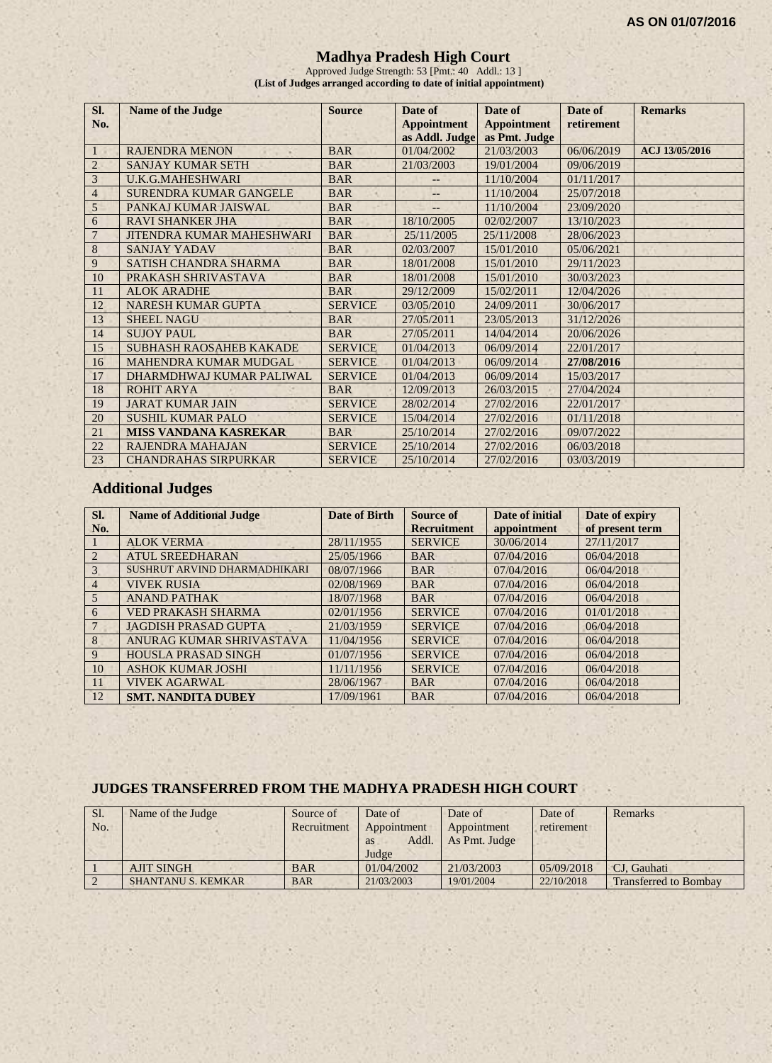**AS ON 01/07/2016**

# Madhya Pradesh High Court

Approved Judge Strength: 53 [Pmt.: 40 Addl.: 13 ]

**(List of Judges arranged according to date of initial appointment)**

| Sl. No. | Name of the Judge | Source | Date of Appointment as Addl. Judge | Date of Appointment as Pmt. Judge | Date of retirement | Remarks |
|---|---|---|---|---|---|---|
| 1 | RAJENDRA MENON | BAR | 01/04/2002 | 21/03/2003 | 06/06/2019 | ACJ 13/05/2016 |
| 2 | SANJAY KUMAR SETH | BAR | 21/03/2003 | 19/01/2004 | 09/06/2019 | |
| 3 | U.K.G.MAHESHWARI | BAR | -- | 11/10/2004 | 01/11/2017 | |
| 4 | SURENDRA KUMAR GANGELE | BAR | -- | 11/10/2004 | 25/07/2018 | |
| 5 | PANKAJ KUMAR JAISWAL | BAR | -- | 11/10/2004 | 23/09/2020 | |
| 6 | RAVI SHANKER JHA | BAR | 18/10/2005 | 02/02/2007 | 13/10/2023 | |
| 7 | JITENDRA KUMAR MAHESHWARI | BAR | 25/11/2005 | 25/11/2008 | 28/06/2023 | |
| 8 | SANJAY YADAV | BAR | 02/03/2007 | 15/01/2010 | 05/06/2021 | |
| 9 | SATISH CHANDRA SHARMA | BAR | 18/01/2008 | 15/01/2010 | 29/11/2023 | |
| 10 | PRAKASH SHRIVASTAVA | BAR | 18/01/2008 | 15/01/2010 | 30/03/2023 | |
| 11 | ALOK ARADHE | BAR | 29/12/2009 | 15/02/2011 | 12/04/2026 | |
| 12 | NARESH KUMAR GUPTA | SERVICE | 03/05/2010 | 24/09/2011 | 30/06/2017 | |
| 13 | SHEEL NAGU | BAR | 27/05/2011 | 23/05/2013 | 31/12/2026 | |
| 14 | SUJOY PAUL | BAR | 27/05/2011 | 14/04/2014 | 20/06/2026 | |
| 15 | SUBHASH RAOSAHEB KAKADE | SERVICE | 01/04/2013 | 06/09/2014 | 22/01/2017 | |
| 16 | MAHENDRA KUMAR MUDGAL | SERVICE | 01/04/2013 | 06/09/2014 | **27/08/2016** | |
| 17 | DHARMDHWAJ KUMAR PALIWAL | SERVICE | 01/04/2013 | 06/09/2014 | 15/03/2017 | |
| 18 | ROHIT ARYA | BAR | 12/09/2013 | 26/03/2015 | 27/04/2024 | |
| 19 | JARAT KUMAR JAIN | SERVICE | 28/02/2014 | 27/02/2016 | 22/01/2017 | |
| 20 | SUSHIL KUMAR PALO | SERVICE | 15/04/2014 | 27/02/2016 | 01/11/2018 | |
| 21 | **MISS VANDANA KASREKAR** | BAR | 25/10/2014 | 27/02/2016 | 09/07/2022 | |
| 22 | RAJENDRA MAHAJAN | SERVICE | 25/10/2014 | 27/02/2016 | 06/03/2018 | |
| 23 | CHANDRAHAS SIRPURKAR | SERVICE | 25/10/2014 | 27/02/2016 | 03/03/2019 | |

## Additional Judges

| Sl. No. | Name of Additional Judge | Date of Birth | Source of Recruitment | Date of initial appointment | Date of expiry of present term |
|---|---|---|---|---|---|
| 1 | ALOK VERMA | 28/11/1955 | SERVICE | 30/06/2014 | 27/11/2017 |
| 2 | ATUL SREEDHARAN | 25/05/1966 | BAR | 07/04/2016 | 06/04/2018 |
| 3 | SUSHRUT ARVIND DHARMADHIKARI | 08/07/1966 | BAR | 07/04/2016 | 06/04/2018 |
| 4 | VIVEK RUSIA | 02/08/1969 | BAR | 07/04/2016 | 06/04/2018 |
| 5 | ANAND PATHAK | 18/07/1968 | BAR | 07/04/2016 | 06/04/2018 |
| 6 | VED PRAKASH SHARMA | 02/01/1956 | SERVICE | 07/04/2016 | 01/01/2018 |
| 7 | JAGDISH PRASAD GUPTA | 21/03/1959 | SERVICE | 07/04/2016 | 06/04/2018 |
| 8 | ANURAG KUMAR SHRIVASTAVA | 11/04/1956 | SERVICE | 07/04/2016 | 06/04/2018 |
| 9 | HOUSLA PRASAD SINGH | 01/07/1956 | SERVICE | 07/04/2016 | 06/04/2018 |
| 10 | ASHOK KUMAR JOSHI | 11/11/1956 | SERVICE | 07/04/2016 | 06/04/2018 |
| 11 | VIVEK AGARWAL | 28/06/1967 | BAR | 07/04/2016 | 06/04/2018 |
| 12 | **SMT. NANDITA DUBEY** | 17/09/1961 | BAR | 07/04/2016 | 06/04/2018 |

## JUDGES TRANSFERRED FROM THE MADHYA PRADESH HIGH COURT

| Sl. No. | Name of the Judge | Source of Recruitment | Date of Appointment as Addl. Judge | Date of Appointment As Pmt. Judge | Date of retirement | Remarks |
|---|---|---|---|---|---|---|
| 1 | AJIT SINGH | BAR | 01/04/2002 | 21/03/2003 | 05/09/2018 | CJ, Gauhati |
| 2 | SHANTANU S. KEMKAR | BAR | 21/03/2003 | 19/01/2004 | 22/10/2018 | Transferred to Bombay |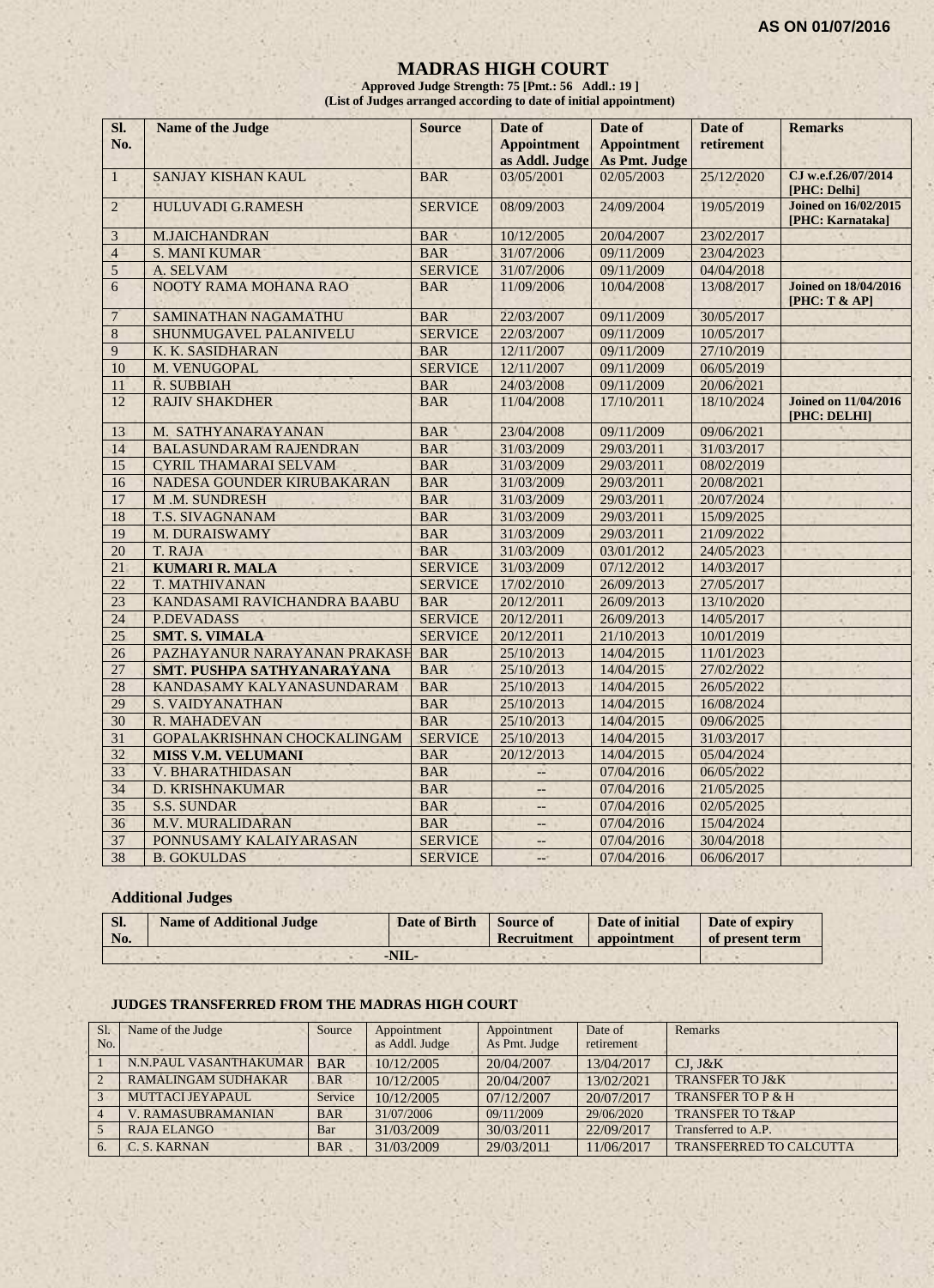AS ON 01/07/2016

# MADRAS HIGH COURT

**Approved Judge Strength: 75 [Pmt.: 56 Addl.: 19 ]**
**(List of Judges arranged according to date of initial appointment)**

| Sl. No. | Name of the Judge | Source | Date of Appointment as Addl. Judge | Date of Appointment As Pmt. Judge | Date of retirement | Remarks |
|---|---|---|---|---|---|---|
| 1 | SANJAY KISHAN KAUL | BAR | 03/05/2001 | 02/05/2003 | 25/12/2020 | **CJ w.e.f.26/07/2014 [PHC: Delhi]** |
| 2 | HULUVADI G.RAMESH | SERVICE | 08/09/2003 | 24/09/2004 | 19/05/2019 | **Joined on 16/02/2015 [PHC: Karnataka]** |
| 3 | M.JAICHANDRAN | BAR | 10/12/2005 | 20/04/2007 | 23/02/2017 | |
| 4 | S. MANI KUMAR | BAR | 31/07/2006 | 09/11/2009 | 23/04/2023 | |
| 5 | A. SELVAM | SERVICE | 31/07/2006 | 09/11/2009 | 04/04/2018 | |
| 6 | NOOTY RAMA MOHANA RAO | BAR | 11/09/2006 | 10/04/2008 | 13/08/2017 | **Joined on 18/04/2016 [PHC: T & AP]** |
| 7 | SAMINATHAN NAGAMATHU | BAR | 22/03/2007 | 09/11/2009 | 30/05/2017 | |
| 8 | SHUNMUGAVEL PALANIVELU | SERVICE | 22/03/2007 | 09/11/2009 | 10/05/2017 | |
| 9 | K. K. SASIDHARAN | BAR | 12/11/2007 | 09/11/2009 | 27/10/2019 | |
| 10 | M. VENUGOPAL | SERVICE | 12/11/2007 | 09/11/2009 | 06/05/2019 | |
| 11 | R. SUBBIAH | BAR | 24/03/2008 | 09/11/2009 | 20/06/2021 | |
| 12 | RAJIV SHAKDHER | BAR | 11/04/2008 | 17/10/2011 | 18/10/2024 | **Joined on 11/04/2016 [PHC: DELHI]** |
| 13 | M. SATHYANARAYANAN | BAR | 23/04/2008 | 09/11/2009 | 09/06/2021 | |
| 14 | BALASUNDARAM RAJENDRAN | BAR | 31/03/2009 | 29/03/2011 | 31/03/2017 | |
| 15 | CYRIL THAMARAI SELVAM | BAR | 31/03/2009 | 29/03/2011 | 08/02/2019 | |
| 16 | NADESA GOUNDER KIRUBAKARAN | BAR | 31/03/2009 | 29/03/2011 | 20/08/2021 | |
| 17 | M .M. SUNDRESH | BAR | 31/03/2009 | 29/03/2011 | 20/07/2024 | |
| 18 | T.S. SIVAGNANAM | BAR | 31/03/2009 | 29/03/2011 | 15/09/2025 | |
| 19 | M. DURAISWAMY | BAR | 31/03/2009 | 29/03/2011 | 21/09/2022 | |
| 20 | T. RAJA | BAR | 31/03/2009 | 03/01/2012 | 24/05/2023 | |
| 21 | **KUMARI R. MALA** | SERVICE | 31/03/2009 | 07/12/2012 | 14/03/2017 | |
| 22 | T. MATHIVANAN | SERVICE | 17/02/2010 | 26/09/2013 | 27/05/2017 | |
| 23 | KANDASAMI RAVICHANDRA BAABU | BAR | 20/12/2011 | 26/09/2013 | 13/10/2020 | |
| 24 | P.DEVADASS | SERVICE | 20/12/2011 | 26/09/2013 | 14/05/2017 | |
| 25 | **SMT. S. VIMALA** | SERVICE | 20/12/2011 | 21/10/2013 | 10/01/2019 | |
| 26 | PAZHAYANUR NARAYANAN PRAKASH | BAR | 25/10/2013 | 14/04/2015 | 11/01/2023 | |
| 27 | **SMT. PUSHPA SATHYANARAYANA** | BAR | 25/10/2013 | 14/04/2015 | 27/02/2022 | |
| 28 | KANDASAMY KALYANASUNDARAM | BAR | 25/10/2013 | 14/04/2015 | 26/05/2022 | |
| 29 | S. VAIDYANATHAN | BAR | 25/10/2013 | 14/04/2015 | 16/08/2024 | |
| 30 | R. MAHADEVAN | BAR | 25/10/2013 | 14/04/2015 | 09/06/2025 | |
| 31 | GOPALAKRISHNAN CHOCKALINGAM | SERVICE | 25/10/2013 | 14/04/2015 | 31/03/2017 | |
| 32 | **MISS V.M. VELUMANI** | BAR | 20/12/2013 | 14/04/2015 | 05/04/2024 | |
| 33 | V. BHARATHIDASAN | BAR | -- | 07/04/2016 | 06/05/2022 | |
| 34 | D. KRISHNAKUMAR | BAR | -- | 07/04/2016 | 21/05/2025 | |
| 35 | S.S. SUNDAR | BAR | -- | 07/04/2016 | 02/05/2025 | |
| 36 | M.V. MURALIDARAN | BAR | -- | 07/04/2016 | 15/04/2024 | |
| 37 | PONNUSAMY KALAIYARASAN | SERVICE | -- | 07/04/2016 | 30/04/2018 | |
| 38 | B. GOKULDAS | SERVICE | -- | 07/04/2016 | 06/06/2017 | |

## Additional Judges

| Sl. No. | Name of Additional Judge | Date of Birth | Source of Recruitment | Date of initial appointment | Date of expiry of present term |
|---|---|---|---|---|---|
| -NIL- | | | | | |

## JUDGES TRANSFERRED FROM THE MADRAS HIGH COURT

| Sl. No. | Name of the Judge | Source | Appointment as Addl. Judge | Appointment As Pmt. Judge | Date of retirement | Remarks |
|---|---|---|---|---|---|---|
| 1 | N.N.PAUL VASANTHAKUMAR | BAR | 10/12/2005 | 20/04/2007 | 13/04/2017 | CJ, J&K |
| 2 | RAMALINGAM SUDHAKAR | BAR | 10/12/2005 | 20/04/2007 | 13/02/2021 | TRANSFER TO J&K |
| 3 | MUTTACI JEYAPAUL | Service | 10/12/2005 | 07/12/2007 | 20/07/2017 | TRANSFER TO P & H |
| 4 | V. RAMASUBRAMANIAN | BAR | 31/07/2006 | 09/11/2009 | 29/06/2020 | TRANSFER TO T&AP |
| 5 | RAJA ELANGO | Bar | 31/03/2009 | 30/03/2011 | 22/09/2017 | Transferred to A.P. |
| 6. | C. S. KARNAN | BAR | 31/03/2009 | 29/03/2011 | 11/06/2017 | TRANSFERRED TO CALCUTTA |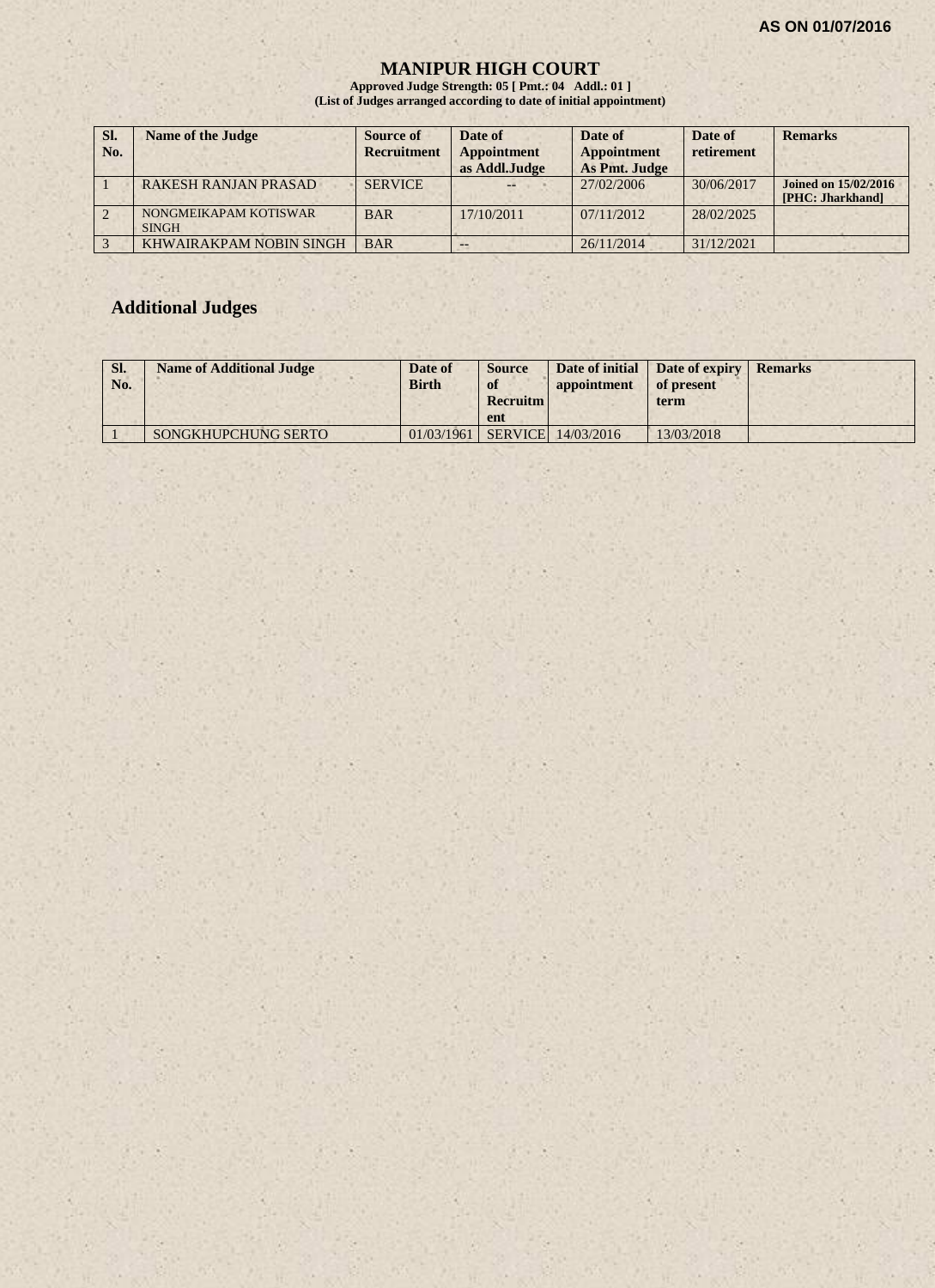AS ON 01/07/2016

# MANIPUR HIGH COURT

**Approved Judge Strength: 05 [ Pmt.: 04 Addl.: 01 ]**
**(List of Judges arranged according to date of initial appointment)**

| Sl. No. | Name of the Judge | Source of Recruitment | Date of Appointment as Addl.Judge | Date of Appointment As Pmt. Judge | Date of retirement | Remarks |
|---|---|---|---|---|---|---|
| 1 | RAKESH RANJAN PRASAD | SERVICE | -- | 27/02/2006 | 30/06/2017 | **Joined on 15/02/2016 [PHC: Jharkhand]** |
| 2 | NONGMEIKAPAM KOTISWAR SINGH | BAR | 17/10/2011 | 07/11/2012 | 28/02/2025 | |
| 3 | KHWAIRAKPAM NOBIN SINGH | BAR | -- | 26/11/2014 | 31/12/2021 | |

## Additional Judges

| Sl. No. | Name of Additional Judge | Date of Birth | Source of Recruitment | Date of initial appointment | Date of expiry of present term | Remarks |
|---|---|---|---|---|---|---|
| 1 | SONGKHUPCHUNG SERTO | 01/03/1961 | SERVICE | 14/03/2016 | 13/03/2018 | |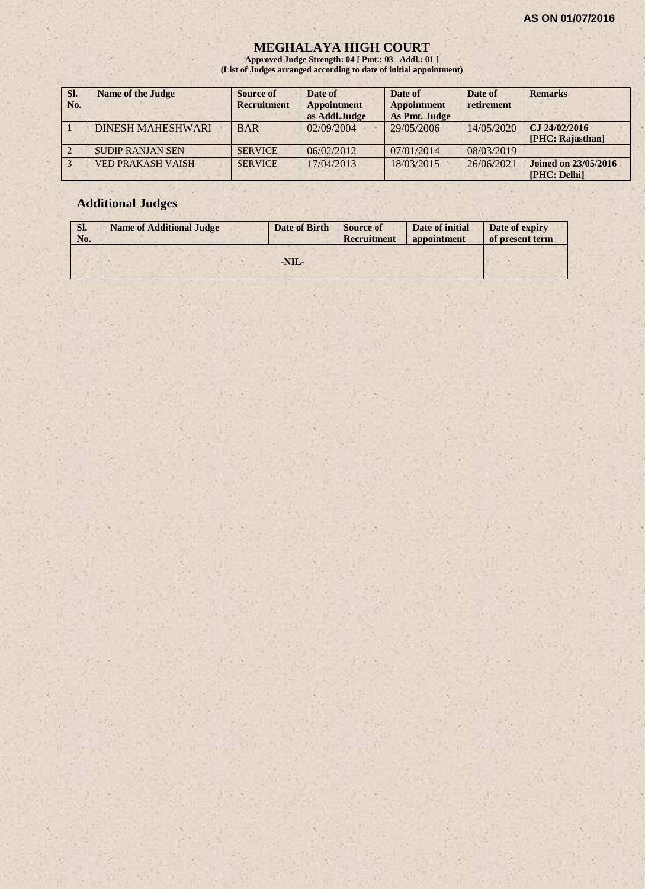AS ON 01/07/2016

# MEGHALAYA HIGH COURT

**Approved Judge Strength: 04 [ Pmt.: 03 Addl.: 01 ]**
**(List of Judges arranged according to date of initial appointment)**

| Sl. No. | Name of the Judge | Source of Recruitment | Date of Appointment as Addl.Judge | Date of Appointment As Pmt. Judge | Date of retirement | Remarks |
|---|---|---|---|---|---|---|
| 1 | DINESH MAHESHWARI | BAR | 02/09/2004 | 29/05/2006 | 14/05/2020 | **CJ 24/02/2016 [PHC: Rajasthan]** |
| 2 | SUDIP RANJAN SEN | SERVICE | 06/02/2012 | 07/01/2014 | 08/03/2019 | |
| 3 | VED PRAKASH VAISH | SERVICE | 17/04/2013 | 18/03/2015 | 26/06/2021 | **Joined on 23/05/2016 [PHC: Delhi]** |

## Additional Judges

| Sl. No. | Name of Additional Judge | Date of Birth | Source of Recruitment | Date of initial appointment | Date of expiry of present term |
|---|---|---|---|---|---|
| | -NIL- | | | | |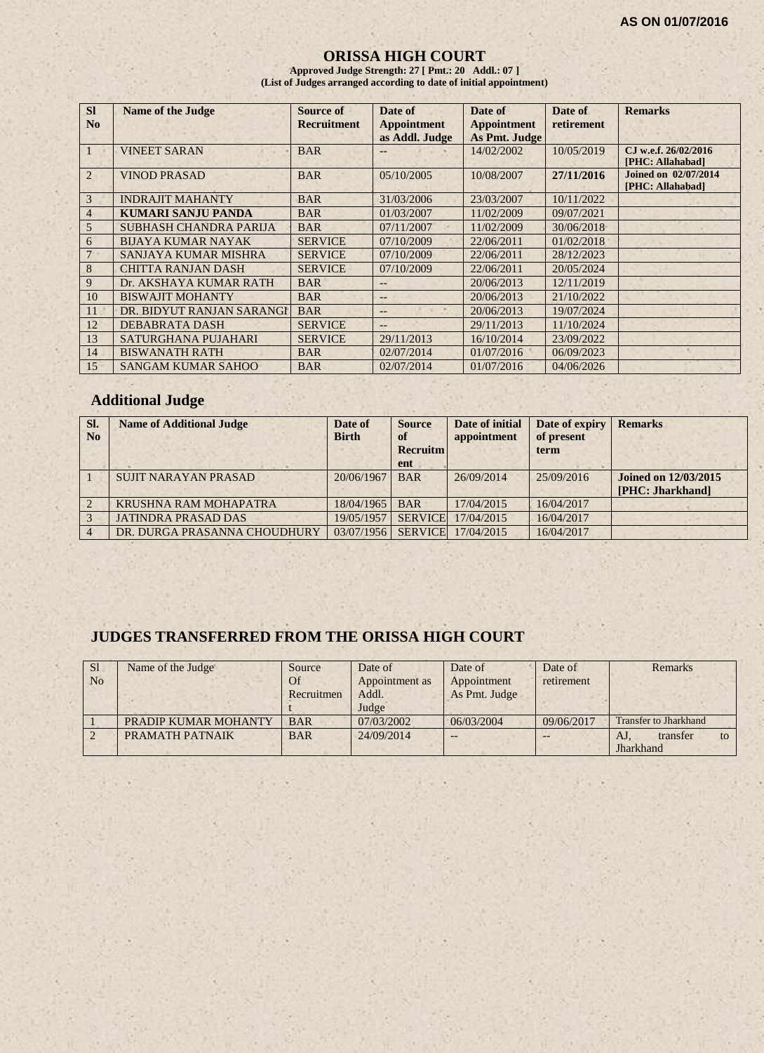AS ON 01/07/2016

# ORISSA HIGH COURT

**Approved Judge Strength: 27 [ Pmt.: 20 Addl.: 07 ]**
**(List of Judges arranged according to date of initial appointment)**

| Sl No | Name of the Judge | Source of Recruitment | Date of Appointment as Addl. Judge | Date of Appointment As Pmt. Judge | Date of retirement | Remarks |
|---|---|---|---|---|---|---|
| 1 | VINEET SARAN | BAR | -- | 14/02/2002 | 10/05/2019 | CJ w.e.f. 26/02/2016 [PHC: Allahabad] |
| 2 | VINOD PRASAD | BAR | 05/10/2005 | 10/08/2007 | **27/11/2016** | **Joined on 02/07/2014 [PHC: Allahabad]** |
| 3 | INDRAJIT MAHANTY | BAR | 31/03/2006 | 23/03/2007 | 10/11/2022 | |
| 4 | **KUMARI SANJU PANDA** | BAR | 01/03/2007 | 11/02/2009 | 09/07/2021 | |
| 5 | SUBHASH CHANDRA PARIJA | BAR | 07/11/2007 | 11/02/2009 | 30/06/2018 | |
| 6 | BIJAYA KUMAR NAYAK | SERVICE | 07/10/2009 | 22/06/2011 | 01/02/2018 | |
| 7 | SANJAYA KUMAR MISHRA | SERVICE | 07/10/2009 | 22/06/2011 | 28/12/2023 | |
| 8 | CHITTA RANJAN DASH | SERVICE | 07/10/2009 | 22/06/2011 | 20/05/2024 | |
| 9 | Dr. AKSHAYA KUMAR RATH | BAR | -- | 20/06/2013 | 12/11/2019 | |
| 10 | BISWAJIT MOHANTY | BAR | -- | 20/06/2013 | 21/10/2022 | |
| 11 | DR. BIDYUT RANJAN SARANGI | BAR | -- | 20/06/2013 | 19/07/2024 | |
| 12 | DEBABRATA DASH | SERVICE | -- | 29/11/2013 | 11/10/2024 | |
| 13 | SATURGHANA PUJAHARI | SERVICE | 29/11/2013 | 16/10/2014 | 23/09/2022 | |
| 14 | BISWANATH RATH | BAR | 02/07/2014 | 01/07/2016 | 06/09/2023 | |
| 15 | SANGAM KUMAR SAHOO | BAR | 02/07/2014 | 01/07/2016 | 04/06/2026 | |

## Additional Judge

| Sl. No | Name of Additional Judge | Date of Birth | Source of Recruitment | Date of initial appointment | Date of expiry of present term | Remarks |
|---|---|---|---|---|---|---|
| 1 | SUJIT NARAYAN PRASAD | 20/06/1967 | BAR | 26/09/2014 | 25/09/2016 | **Joined on 12/03/2015 [PHC: Jharkhand]** |
| 2 | KRUSHNA RAM MOHAPATRA | 18/04/1965 | BAR | 17/04/2015 | 16/04/2017 | |
| 3 | JATINDRA PRASAD DAS | 19/05/1957 | SERVICE | 17/04/2015 | 16/04/2017 | |
| 4 | DR. DURGA PRASANNA CHOUDHURY | 03/07/1956 | SERVICE | 17/04/2015 | 16/04/2017 | |

## JUDGES TRANSFERRED FROM THE ORISSA HIGH COURT

| Sl No | Name of the Judge | Source Of Recruitment | Date of Appointment as Addl. Judge | Date of Appointment As Pmt. Judge | Date of retirement | Remarks |
|---|---|---|---|---|---|---|
| 1 | PRADIP KUMAR MOHANTY | BAR | 07/03/2002 | 06/03/2004 | 09/06/2017 | Transfer to Jharkhand |
| 2 | PRAMATH PATNAIK | BAR | 24/09/2014 | -- | -- | AJ, transfer to Jharkhand |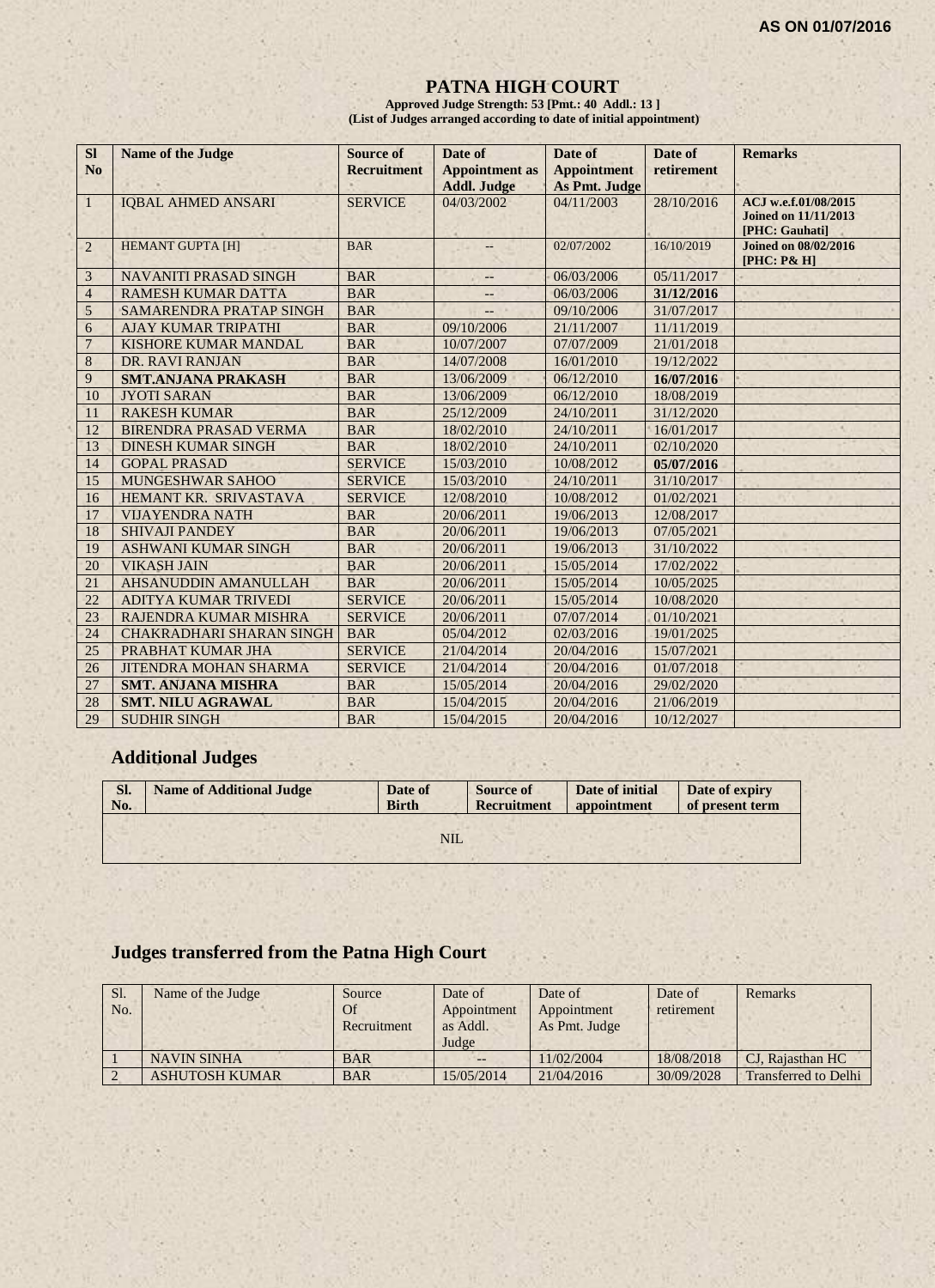**AS ON 01/07/2016**

# PATNA HIGH COURT

**Approved Judge Strength: 53 [Pmt.: 40 Addl.: 13 ]**
**(List of Judges arranged according to date of initial appointment)**

| Sl No | Name of the Judge | Source of Recruitment | Date of Appointment as Addl. Judge | Date of Appointment As Pmt. Judge | Date of retirement | Remarks |
|---|---|---|---|---|---|---|
| 1 | IQBAL AHMED ANSARI | SERVICE | 04/03/2002 | 04/11/2003 | 28/10/2016 | **ACJ w.e.f.01/08/2015 Joined on 11/11/2013 [PHC: Gauhati]** |
| 2 | HEMANT GUPTA [H] | BAR | -- | 02/07/2002 | 16/10/2019 | **Joined on 08/02/2016 [PHC: P& H]** |
| 3 | NAVANITI PRASAD SINGH | BAR | -- | 06/03/2006 | 05/11/2017 | |
| 4 | RAMESH KUMAR DATTA | BAR | -- | 06/03/2006 | **31/12/2016** | |
| 5 | SAMARENDRA PRATAP SINGH | BAR | -- | 09/10/2006 | 31/07/2017 | |
| 6 | AJAY KUMAR TRIPATHI | BAR | 09/10/2006 | 21/11/2007 | 11/11/2019 | |
| 7 | KISHORE KUMAR MANDAL | BAR | 10/07/2007 | 07/07/2009 | 21/01/2018 | |
| 8 | DR. RAVI RANJAN | BAR | 14/07/2008 | 16/01/2010 | 19/12/2022 | |
| 9 | **SMT.ANJANA PRAKASH** | BAR | 13/06/2009 | 06/12/2010 | **16/07/2016** | |
| 10 | JYOTI SARAN | BAR | 13/06/2009 | 06/12/2010 | 18/08/2019 | |
| 11 | RAKESH KUMAR | BAR | 25/12/2009 | 24/10/2011 | 31/12/2020 | |
| 12 | BIRENDRA PRASAD VERMA | BAR | 18/02/2010 | 24/10/2011 | 16/01/2017 | |
| 13 | DINESH KUMAR SINGH | BAR | 18/02/2010 | 24/10/2011 | 02/10/2020 | |
| 14 | GOPAL PRASAD | SERVICE | 15/03/2010 | 10/08/2012 | **05/07/2016** | |
| 15 | MUNGESHWAR SAHOO | SERVICE | 15/03/2010 | 24/10/2011 | 31/10/2017 | |
| 16 | HEMANT KR. SRIVASTAVA | SERVICE | 12/08/2010 | 10/08/2012 | 01/02/2021 | |
| 17 | VIJAYENDRA NATH | BAR | 20/06/2011 | 19/06/2013 | 12/08/2017 | |
| 18 | SHIVAJI PANDEY | BAR | 20/06/2011 | 19/06/2013 | 07/05/2021 | |
| 19 | ASHWANI KUMAR SINGH | BAR | 20/06/2011 | 19/06/2013 | 31/10/2022 | |
| 20 | VIKASH JAIN | BAR | 20/06/2011 | 15/05/2014 | 17/02/2022 | |
| 21 | AHSANUDDIN AMANULLAH | BAR | 20/06/2011 | 15/05/2014 | 10/05/2025 | |
| 22 | ADITYA KUMAR TRIVEDI | SERVICE | 20/06/2011 | 15/05/2014 | 10/08/2020 | |
| 23 | RAJENDRA KUMAR MISHRA | SERVICE | 20/06/2011 | 07/07/2014 | 01/10/2021 | |
| 24 | CHAKRADHARI SHARAN SINGH | BAR | 05/04/2012 | 02/03/2016 | 19/01/2025 | |
| 25 | PRABHAT KUMAR JHA | SERVICE | 21/04/2014 | 20/04/2016 | 15/07/2021 | |
| 26 | JITENDRA MOHAN SHARMA | SERVICE | 21/04/2014 | 20/04/2016 | 01/07/2018 | |
| 27 | **SMT. ANJANA MISHRA** | BAR | 15/05/2014 | 20/04/2016 | 29/02/2020 | |
| 28 | **SMT. NILU AGRAWAL** | BAR | 15/04/2015 | 20/04/2016 | 21/06/2019 | |
| 29 | SUDHIR SINGH | BAR | 15/04/2015 | 20/04/2016 | 10/12/2027 | |

## Additional Judges

| Sl. No. | Name of Additional Judge | Date of Birth | Source of Recruitment | Date of initial appointment | Date of expiry of present term |
|---|---|---|---|---|---|
| | | | NIL | | |

## Judges transferred from the Patna High Court

| Sl. No. | Name of the Judge | Source Of Recruitment | Date of Appointment as Addl. Judge | Date of Appointment As Pmt. Judge | Date of retirement | Remarks |
|---|---|---|---|---|---|---|
| 1 | NAVIN SINHA | BAR | -- | 11/02/2004 | 18/08/2018 | CJ, Rajasthan HC |
| 2 | ASHUTOSH KUMAR | BAR | 15/05/2014 | 21/04/2016 | 30/09/2028 | Transferred to Delhi |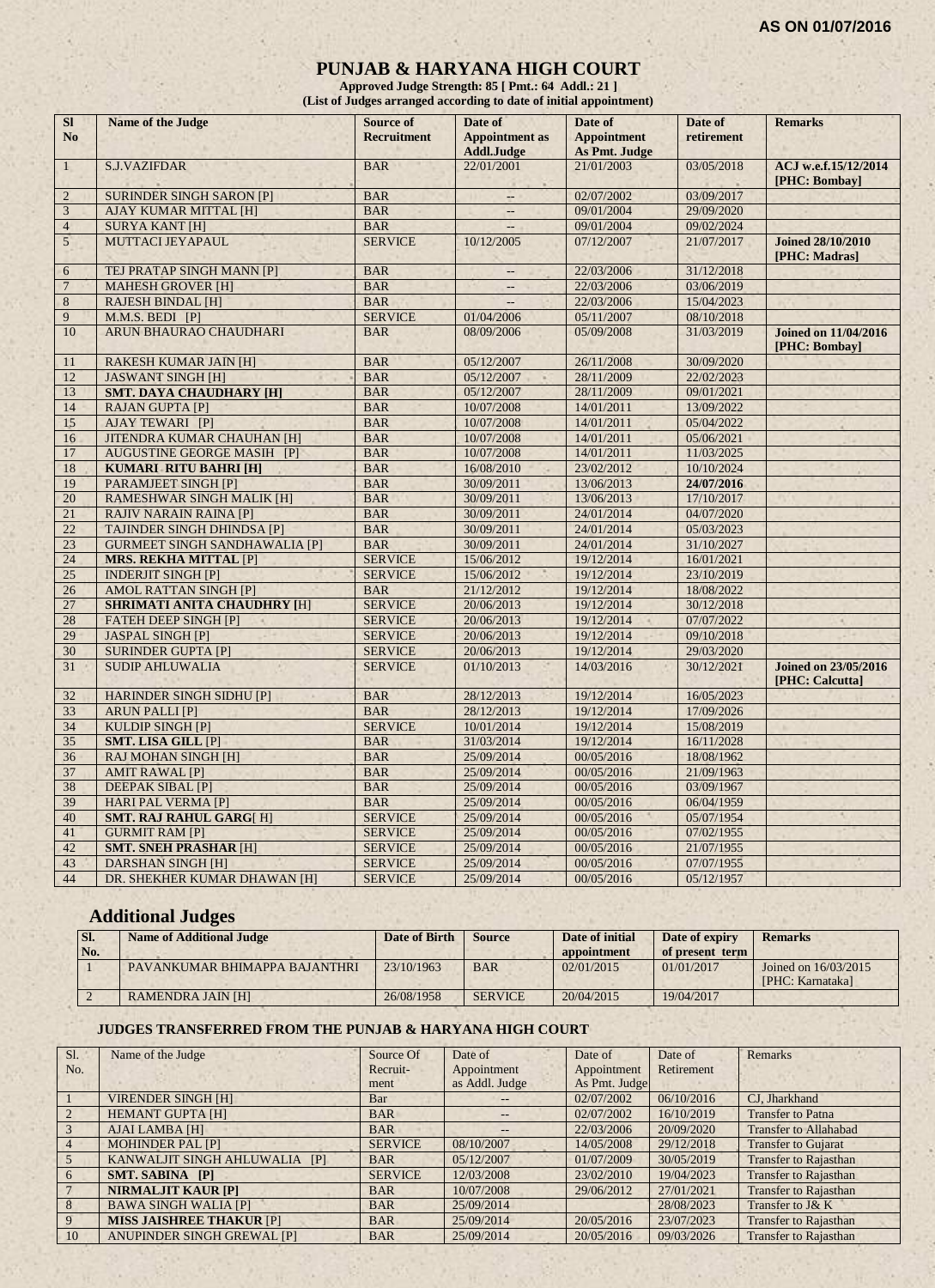**AS ON 01/07/2016**

# PUNJAB & HARYANA HIGH COURT

**Approved Judge Strength: 85 [ Pmt.: 64 Addl.: 21 ]**
**(List of Judges arranged according to date of initial appointment)**

| Sl No | Name of the Judge | Source of Recruitment | Date of Appointment as Addl.Judge | Date of Appointment As Pmt. Judge | Date of retirement | Remarks |
|---|---|---|---|---|---|---|
| 1 | S.J.VAZIFDAR | BAR | 22/01/2001 | 21/01/2003 | 03/05/2018 | **ACJ w.e.f.15/12/2014 [PHC: Bombay]** |
| 2 | SURINDER SINGH SARON [P] | BAR | -- | 02/07/2002 | 03/09/2017 | |
| 3 | AJAY KUMAR MITTAL [H] | BAR | -- | 09/01/2004 | 29/09/2020 | |
| 4 | SURYA KANT [H] | BAR | -- | 09/01/2004 | 09/02/2024 | |
| 5 | MUTTACI JEYAPAUL | SERVICE | 10/12/2005 | 07/12/2007 | 21/07/2017 | **Joined 28/10/2010 [PHC: Madras]** |
| 6 | TEJ PRATAP SINGH MANN [P] | BAR | -- | 22/03/2006 | 31/12/2018 | |
| 7 | MAHESH GROVER [H] | BAR | -- | 22/03/2006 | 03/06/2019 | |
| 8 | RAJESH BINDAL [H] | BAR | -- | 22/03/2006 | 15/04/2023 | |
| 9 | M.M.S. BEDI [P] | SERVICE | 01/04/2006 | 05/11/2007 | 08/10/2018 | |
| 10 | ARUN BHAURAO CHAUDHARI | BAR | 08/09/2006 | 05/09/2008 | 31/03/2019 | **Joined on 11/04/2016 [PHC: Bombay]** |
| 11 | RAKESH KUMAR JAIN [H] | BAR | 05/12/2007 | 26/11/2008 | 30/09/2020 | |
| 12 | JASWANT SINGH [H] | BAR | 05/12/2007 | 28/11/2009 | 22/02/2023 | |
| 13 | **SMT. DAYA CHAUDHARY [H]** | BAR | 05/12/2007 | 28/11/2009 | 09/01/2021 | |
| 14 | RAJAN GUPTA [P] | BAR | 10/07/2008 | 14/01/2011 | 13/09/2022 | |
| 15 | AJAY TEWARI [P] | BAR | 10/07/2008 | 14/01/2011 | 05/04/2022 | |
| 16 | JITENDRA KUMAR CHAUHAN [H] | BAR | 10/07/2008 | 14/01/2011 | 05/06/2021 | |
| 17 | AUGUSTINE GEORGE MASIH [P] | BAR | 10/07/2008 | 14/01/2011 | 11/03/2025 | |
| 18 | **KUMARI RITU BAHRI [H]** | BAR | 16/08/2010 | 23/02/2012 | 10/10/2024 | |
| 19 | PARAMJEET SINGH [P] | BAR | 30/09/2011 | 13/06/2013 | **24/07/2016** | |
| 20 | RAMESHWAR SINGH MALIK [H] | BAR | 30/09/2011 | 13/06/2013 | 17/10/2017 | |
| 21 | RAJIV NARAIN RAINA [P] | BAR | 30/09/2011 | 24/01/2014 | 04/07/2020 | |
| 22 | TAJINDER SINGH DHINDSA [P] | BAR | 30/09/2011 | 24/01/2014 | 05/03/2023 | |
| 23 | GURMEET SINGH SANDHAWALIA [P] | BAR | 30/09/2011 | 24/01/2014 | 31/10/2027 | |
| 24 | **MRS. REKHA MITTAL** [P] | SERVICE | 15/06/2012 | 19/12/2014 | 16/01/2021 | |
| 25 | INDERJIT SINGH [P] | SERVICE | 15/06/2012 | 19/12/2014 | 23/10/2019 | |
| 26 | AMOL RATTAN SINGH [P] | BAR | 21/12/2012 | 19/12/2014 | 18/08/2022 | |
| 27 | **SHRIMATI ANITA CHAUDHRY** [H] | SERVICE | 20/06/2013 | 19/12/2014 | 30/12/2018 | |
| 28 | FATEH DEEP SINGH [P] | SERVICE | 20/06/2013 | 19/12/2014 | 07/07/2022 | |
| 29 | JASPAL SINGH [P] | SERVICE | 20/06/2013 | 19/12/2014 | 09/10/2018 | |
| 30 | SURINDER GUPTA [P] | SERVICE | 20/06/2013 | 19/12/2014 | 29/03/2020 | |
| 31 | SUDIP AHLUWALIA | SERVICE | 01/10/2013 | 14/03/2016 | 30/12/2021 | **Joined on 23/05/2016 [PHC: Calcutta]** |
| 32 | HARINDER SINGH SIDHU [P] | BAR | 28/12/2013 | 19/12/2014 | 16/05/2023 | |
| 33 | ARUN PALLI [P] | BAR | 28/12/2013 | 19/12/2014 | 17/09/2026 | |
| 34 | KULDIP SINGH [P] | SERVICE | 10/01/2014 | 19/12/2014 | 15/08/2019 | |
| 35 | **SMT. LISA GILL** [P] | BAR | 31/03/2014 | 19/12/2014 | 16/11/2028 | |
| 36 | RAJ MOHAN SINGH [H] | BAR | 25/09/2014 | 00/05/2016 | 18/08/1962 | |
| 37 | AMIT RAWAL [P] | BAR | 25/09/2014 | 00/05/2016 | 21/09/1963 | |
| 38 | DEEPAK SIBAL [P] | BAR | 25/09/2014 | 00/05/2016 | 03/09/1967 | |
| 39 | HARI PAL VERMA [P] | BAR | 25/09/2014 | 00/05/2016 | 06/04/1959 | |
| 40 | **SMT. RAJ RAHUL GARG**[ H] | SERVICE | 25/09/2014 | 00/05/2016 | 05/07/1954 | |
| 41 | GURMIT RAM [P] | SERVICE | 25/09/2014 | 00/05/2016 | 07/02/1955 | |
| 42 | **SMT. SNEH PRASHAR** [H] | SERVICE | 25/09/2014 | 00/05/2016 | 21/07/1955 | |
| 43 | DARSHAN SINGH [H] | SERVICE | 25/09/2014 | 00/05/2016 | 07/07/1955 | |
| 44 | DR. SHEKHER KUMAR DHAWAN [H] | SERVICE | 25/09/2014 | 00/05/2016 | 05/12/1957 | |

## Additional Judges

| Sl. No. | Name of Additional Judge | Date of Birth | Source | Date of initial appointment | Date of expiry of present term | Remarks |
|---|---|---|---|---|---|---|
| 1 | PAVANKUMAR BHIMAPPA BAJANTHRI | 23/10/1963 | BAR | 02/01/2015 | 01/01/2017 | Joined on 16/03/2015 [PHC: Karnataka] |
| 2 | RAMENDRA JAIN [H] | 26/08/1958 | SERVICE | 20/04/2015 | 19/04/2017 | |

### JUDGES TRANSFERRED FROM THE PUNJAB & HARYANA HIGH COURT

| Sl. No. | Name of the Judge | Source Of Recruit-ment | Date of Appointment as Addl. Judge | Date of Appointment As Pmt. Judge | Date of Retirement | Remarks |
|---|---|---|---|---|---|---|
| 1 | VIRENDER SINGH [H] | Bar | -- | 02/07/2002 | 06/10/2016 | CJ, Jharkhand |
| 2 | HEMANT GUPTA [H] | BAR | -- | 02/07/2002 | 16/10/2019 | Transfer to Patna |
| 3 | AJAI LAMBA [H] | BAR | -- | 22/03/2006 | 20/09/2020 | Transfer to Allahabad |
| 4 | MOHINDER PAL [P] | SERVICE | 08/10/2007 | 14/05/2008 | 29/12/2018 | Transfer to Gujarat |
| 5 | KANWALJIT SINGH AHLUWALIA [P] | BAR | 05/12/2007 | 01/07/2009 | 30/05/2019 | Transfer to Rajasthan |
| 6 | **SMT. SABINA [P]** | SERVICE | 12/03/2008 | 23/02/2010 | 19/04/2023 | Transfer to Rajasthan |
| 7 | **NIRMALJIT KAUR [P]** | BAR | 10/07/2008 | 29/06/2012 | 27/01/2021 | Transfer to Rajasthan |
| 8 | BAWA SINGH WALIA [P] | BAR | 25/09/2014 | | 28/08/2023 | Transfer to J& K |
| 9 | **MISS JAISHREE THAKUR** [P] | BAR | 25/09/2014 | 20/05/2016 | 23/07/2023 | Transfer to Rajasthan |
| 10 | ANUPINDER SINGH GREWAL [P] | BAR | 25/09/2014 | 20/05/2016 | 09/03/2026 | Transfer to Rajasthan |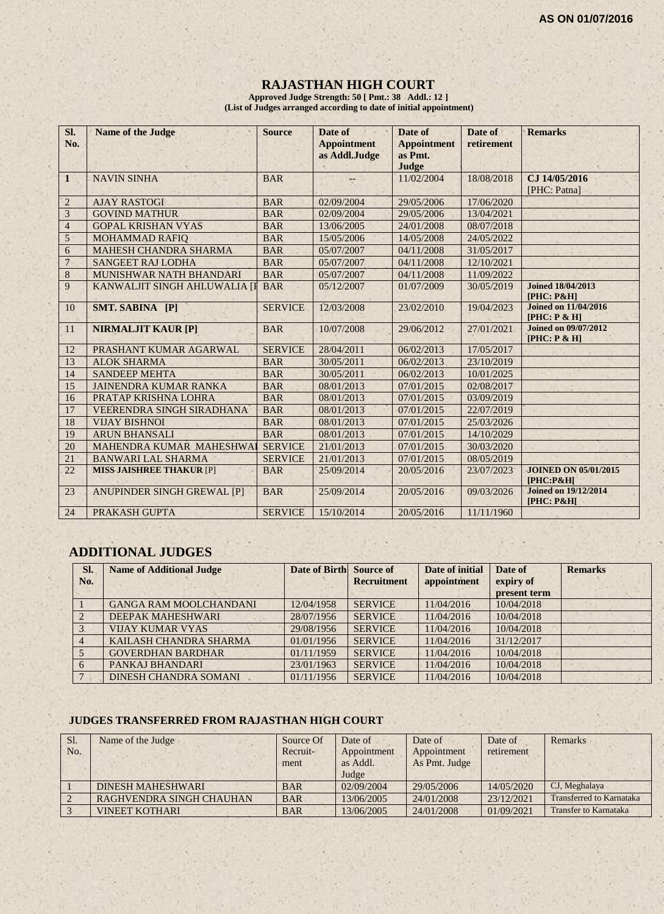AS ON 01/07/2016

# RAJASTHAN HIGH COURT

**Approved Judge Strength: 50 [ Pmt.: 38 Addl.: 12 ]**
**(List of Judges arranged according to date of initial appointment)**

| Sl. No. | Name of the Judge | Source | Date of Appointment as Addl.Judge | Date of Appointment as Pmt. Judge | Date of retirement | Remarks |
|---|---|---|---|---|---|---|
| **1** | NAVIN SINHA | BAR | -- | 11/02/2004 | 18/08/2018 | **CJ 14/05/2016** [PHC: Patna] |
| 2 | AJAY RASTOGI | BAR | 02/09/2004 | 29/05/2006 | 17/06/2020 | |
| 3 | GOVIND MATHUR | BAR | 02/09/2004 | 29/05/2006 | 13/04/2021 | |
| 4 | GOPAL KRISHAN VYAS | BAR | 13/06/2005 | 24/01/2008 | 08/07/2018 | |
| 5 | MOHAMMAD RAFIQ | BAR | 15/05/2006 | 14/05/2008 | 24/05/2022 | |
| 6 | MAHESH CHANDRA SHARMA | BAR | 05/07/2007 | 04/11/2008 | 31/05/2017 | |
| 7 | SANGEET RAJ LODHA | BAR | 05/07/2007 | 04/11/2008 | 12/10/2021 | |
| 8 | MUNISHWAR NATH BHANDARI | BAR | 05/07/2007 | 04/11/2008 | 11/09/2022 | |
| 9 | KANWALJIT SINGH AHLUWALIA [P | BAR | 05/12/2007 | 01/07/2009 | 30/05/2019 | **Joined 18/04/2013 [PHC: P&H]** |
| 10 | **SMT. SABINA [P]** | SERVICE | 12/03/2008 | 23/02/2010 | 19/04/2023 | **Joined on 11/04/2016 [PHC: P & H]** |
| 11 | **NIRMALJIT KAUR [P]** | BAR | 10/07/2008 | 29/06/2012 | 27/01/2021 | **Joined on 09/07/2012 [PHC: P & H]** |
| 12 | PRASHANT KUMAR AGARWAL | SERVICE | 28/04/2011 | 06/02/2013 | 17/05/2017 | |
| 13 | ALOK SHARMA | BAR | 30/05/2011 | 06/02/2013 | 23/10/2019 | |
| 14 | SANDEEP MEHTA | BAR | 30/05/2011 | 06/02/2013 | 10/01/2025 | |
| 15 | JAINENDRA KUMAR RANKA | BAR | 08/01/2013 | 07/01/2015 | 02/08/2017 | |
| 16 | PRATAP KRISHNA LOHRA | BAR | 08/01/2013 | 07/01/2015 | 03/09/2019 | |
| 17 | VEERENDRA SINGH SIRADHANA | BAR | 08/01/2013 | 07/01/2015 | 22/07/2019 | |
| 18 | VIJAY BISHNOI | BAR | 08/01/2013 | 07/01/2015 | 25/03/2026 | |
| 19 | ARUN BHANSALI | BAR | 08/01/2013 | 07/01/2015 | 14/10/2029 | |
| 20 | MAHENDRA KUMAR MAHESHWAI | SERVICE | 21/01/2013 | 07/01/2015 | 30/03/2020 | |
| 21 | BANWARI LAL SHARMA | SERVICE | 21/01/2013 | 07/01/2015 | 08/05/2019 | |
| 22 | **MISS JAISHREE THAKUR** [P] | BAR | 25/09/2014 | 20/05/2016 | 23/07/2023 | **JOINED ON 05/01/2015 [PHC:P&H[** |
| 23 | ANUPINDER SINGH GREWAL [P] | BAR | 25/09/2014 | 20/05/2016 | 09/03/2026 | **Joined on 19/12/2014 [PHC: P&H[** |
| 24 | PRAKASH GUPTA | SERVICE | 15/10/2014 | 20/05/2016 | 11/11/1960 | |

## ADDITIONAL JUDGES

| Sl. No. | Name of Additional Judge | Date of Birth | Source of Recruitment | Date of initial appointment | Date of expiry of present term | Remarks |
|---|---|---|---|---|---|---|
| 1 | GANGA RAM MOOLCHANDANI | 12/04/1958 | SERVICE | 11/04/2016 | 10/04/2018 | |
| 2 | DEEPAK MAHESHWARI | 28/07/1956 | SERVICE | 11/04/2016 | 10/04/2018 | |
| 3 | VIJAY KUMAR VYAS | 29/08/1956 | SERVICE | 11/04/2016 | 10/04/2018 | |
| 4 | KAILASH CHANDRA SHARMA | 01/01/1956 | SERVICE | 11/04/2016 | 31/12/2017 | |
| 5 | GOVERDHAN BARDHAR | 01/11/1959 | SERVICE | 11/04/2016 | 10/04/2018 | |
| 6 | PANKAJ BHANDARI | 23/01/1963 | SERVICE | 11/04/2016 | 10/04/2018 | |
| 7 | DINESH CHANDRA SOMANI | 01/11/1956 | SERVICE | 11/04/2016 | 10/04/2018 | |

### JUDGES TRANSFERRED FROM RAJASTHAN HIGH COURT

| Sl. No. | Name of the Judge | Source Of Recruit-ment | Date of Appointment as Addl. Judge | Date of Appointment As Pmt. Judge | Date of retirement | Remarks |
|---|---|---|---|---|---|---|
| 1 | DINESH MAHESHWARI | BAR | 02/09/2004 | 29/05/2006 | 14/05/2020 | CJ, Meghalaya |
| 2 | RAGHVENDRA SINGH CHAUHAN | BAR | 13/06/2005 | 24/01/2008 | 23/12/2021 | Transferred to Karnataka |
| 3 | VINEET KOTHARI | BAR | 13/06/2005 | 24/01/2008 | 01/09/2021 | Transfer to Karnataka |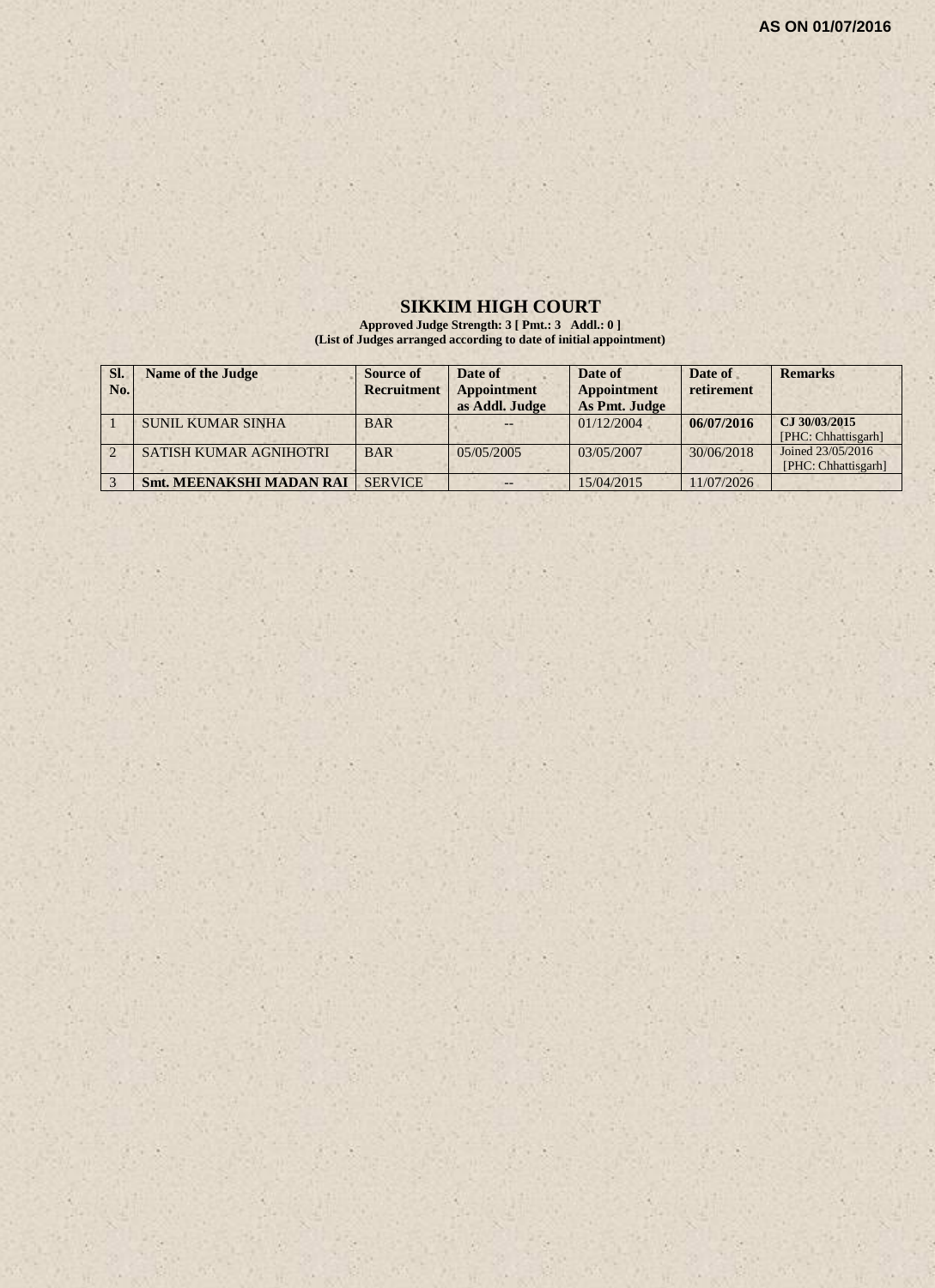**AS ON 01/07/2016**

# SIKKIM HIGH COURT

**Approved Judge Strength: 3 [ Pmt.: 3 Addl.: 0 ]**
**(List of Judges arranged according to date of initial appointment)**

| Sl. No. | Name of the Judge | Source of Recruitment | Date of Appointment as Addl. Judge | Date of Appointment As Pmt. Judge | Date of retirement | Remarks |
|---|---|---|---|---|---|---|
| 1 | SUNIL KUMAR SINHA | BAR | -- | 01/12/2004 | **06/07/2016** | **CJ 30/03/2015** [PHC: Chhattisgarh] |
| 2 | SATISH KUMAR AGNIHOTRI | BAR | 05/05/2005 | 03/05/2007 | 30/06/2018 | Joined 23/05/2016 [PHC: Chhattisgarh] |
| 3 | **Smt. MEENAKSHI MADAN RAI** | SERVICE | -- | 15/04/2015 | 11/07/2026 | |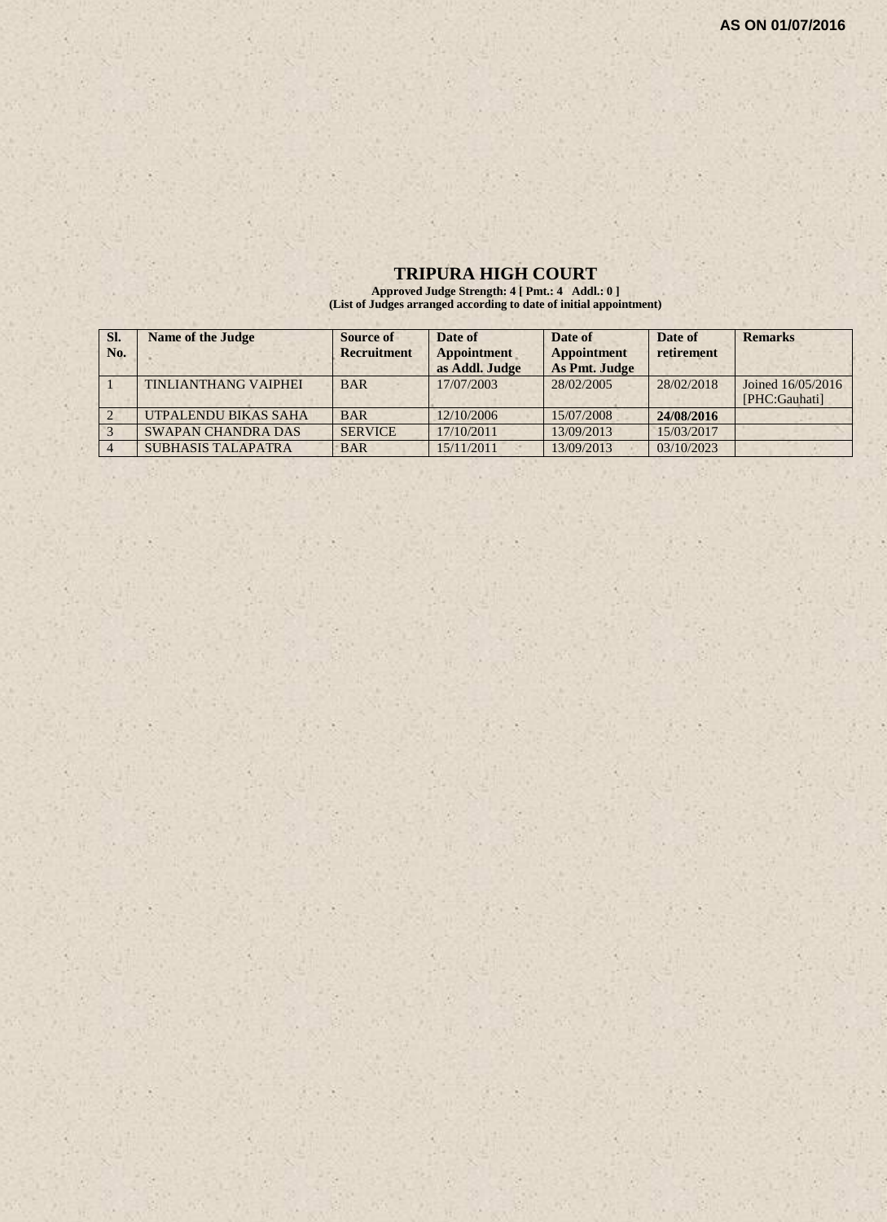**AS ON 01/07/2016**

# TRIPURA HIGH COURT

**Approved Judge Strength: 4 [ Pmt.: 4 Addl.: 0 ]**
**(List of Judges arranged according to date of initial appointment)**

| Sl. No. | Name of the Judge | Source of Recruitment | Date of Appointment as Addl. Judge | Date of Appointment As Pmt. Judge | Date of retirement | Remarks |
|---|---|---|---|---|---|---|
| 1 | TINLIANTHANG VAIPHEI | BAR | 17/07/2003 | 28/02/2005 | 28/02/2018 | Joined 16/05/2016 [PHC:Gauhati] |
| 2 | UTPALENDU BIKAS SAHA | BAR | 12/10/2006 | 15/07/2008 | **24/08/2016** | |
| 3 | SWAPAN CHANDRA DAS | SERVICE | 17/10/2011 | 13/09/2013 | 15/03/2017 | |
| 4 | SUBHASIS TALAPATRA | BAR | 15/11/2011 | 13/09/2013 | 03/10/2023 | |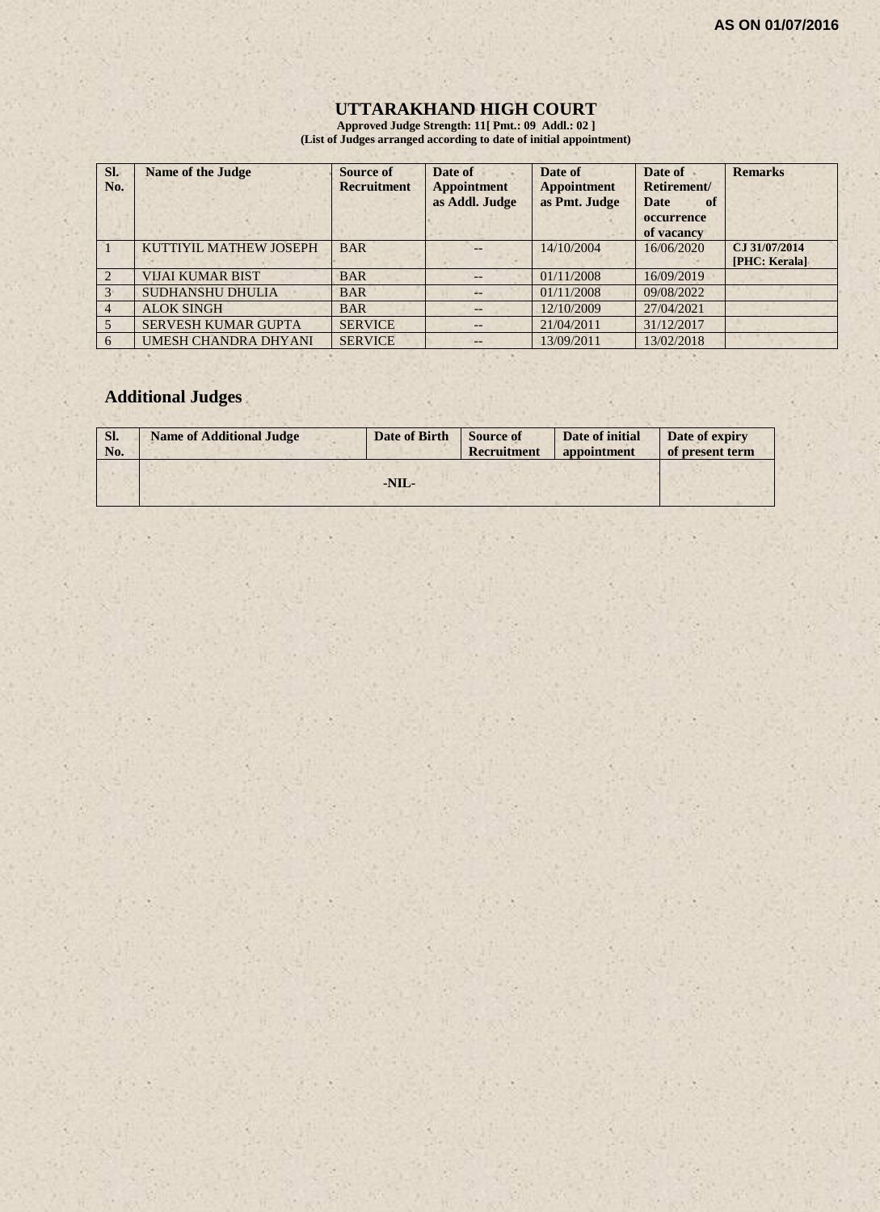AS ON 01/07/2016

# UTTARAKHAND HIGH COURT

**Approved Judge Strength: 11[ Pmt.: 09 Addl.: 02 ]**
**(List of Judges arranged according to date of initial appointment)**

| Sl. No. | Name of the Judge | Source of Recruitment | Date of Appointment as Addl. Judge | Date of Appointment as Pmt. Judge | Date of Retirement/ Date of occurrence of vacancy | Remarks |
|---|---|---|---|---|---|---|
| 1 | KUTTIYIL MATHEW JOSEPH | BAR | -- | 14/10/2004 | 16/06/2020 | CJ 31/07/2014 [PHC: Kerala] |
| 2 | VIJAI KUMAR BIST | BAR | -- | 01/11/2008 | 16/09/2019 | |
| 3 | SUDHANSHU DHULIA | BAR | -- | 01/11/2008 | 09/08/2022 | |
| 4 | ALOK SINGH | BAR | -- | 12/10/2009 | 27/04/2021 | |
| 5 | SERVESH KUMAR GUPTA | SERVICE | -- | 21/04/2011 | 31/12/2017 | |
| 6 | UMESH CHANDRA DHYANI | SERVICE | -- | 13/09/2011 | 13/02/2018 | |

## Additional Judges

| Sl. No. | Name of Additional Judge | Date of Birth | Source of Recruitment | Date of initial appointment | Date of expiry of present term |
|---|---|---|---|---|---|
| | -NIL- | | | | |